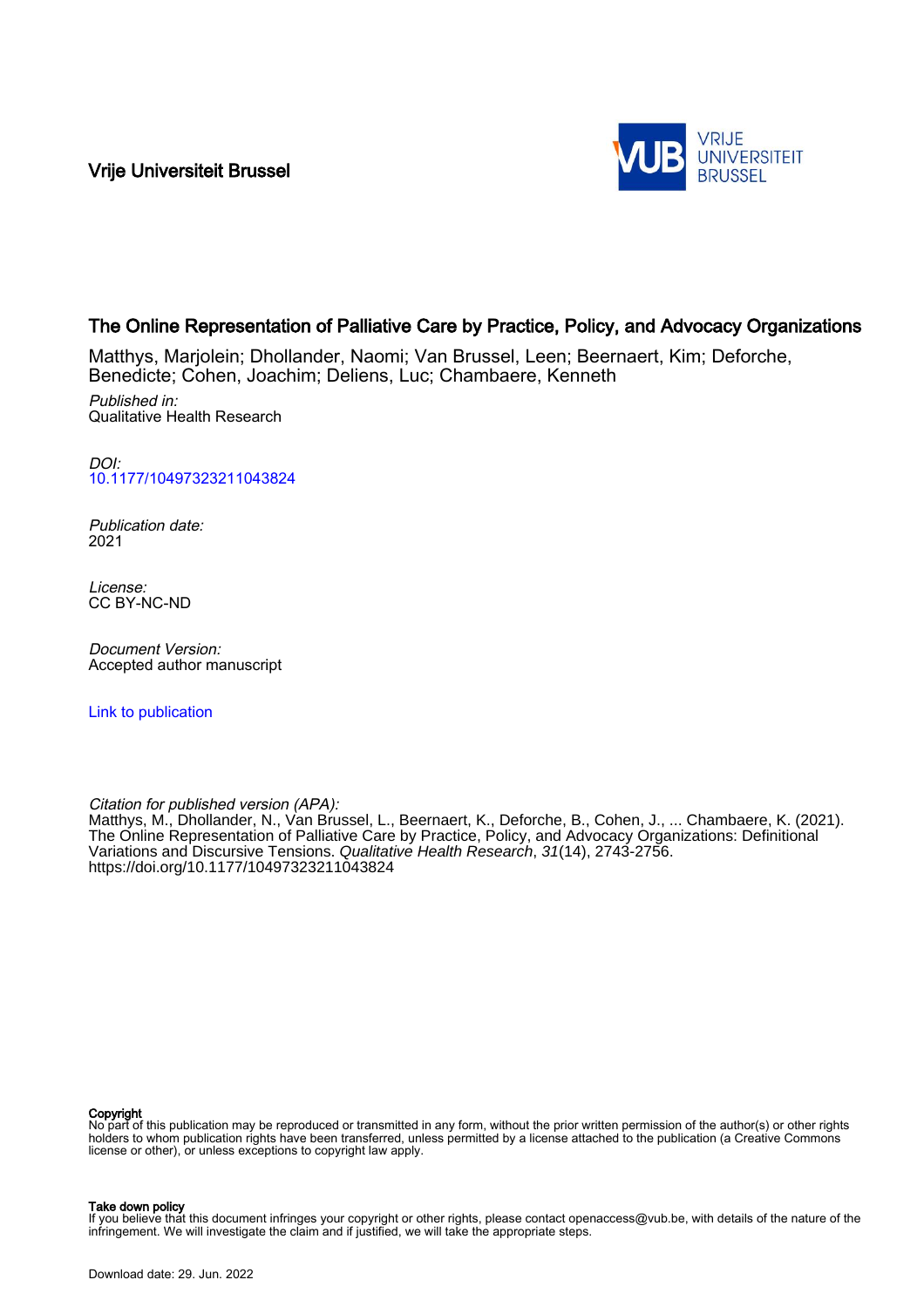Vrije Universiteit Brussel

# The Online Representation of Palliative Care by Practice, Policy, and Advocacy Organizations

Matthys, Marjolein; Dhollander, Naomi; Van Brussel, Leen; Beernaert, Kim; Deforche, Benedicte; Cohen, Joachim; Deliens, Luc; Chambaere, Kenneth

*Published in:*
Qualitative Health Research

*DOI:*
10.1177/10497323211043824

*Publication date:*
2021

*License:*
CC BY-NC-ND

*Document Version:*
Accepted author manuscript

Link to publication

*Citation for published version (APA):*
Matthys, M., Dhollander, N., Van Brussel, L., Beernaert, K., Deforche, B., Cohen, J., ... Chambaere, K. (2021). The Online Representation of Palliative Care by Practice, Policy, and Advocacy Organizations: Definitional Variations and Discursive Tensions. *Qualitative Health Research*, *31*(14), 2743-2756. https://doi.org/10.1177/10497323211043824

**Copyright**
No part of this publication may be reproduced or transmitted in any form, without the prior written permission of the author(s) or other rights holders to whom publication rights have been transferred, unless permitted by a license attached to the publication (a Creative Commons license or other), or unless exceptions to copyright law apply.

**Take down policy**
If you believe that this document infringes your copyright or other rights, please contact openaccess@vub.be, with details of the nature of the infringement. We will investigate the claim and if justified, we will take the appropriate steps.

Download date: 29. Jun. 2022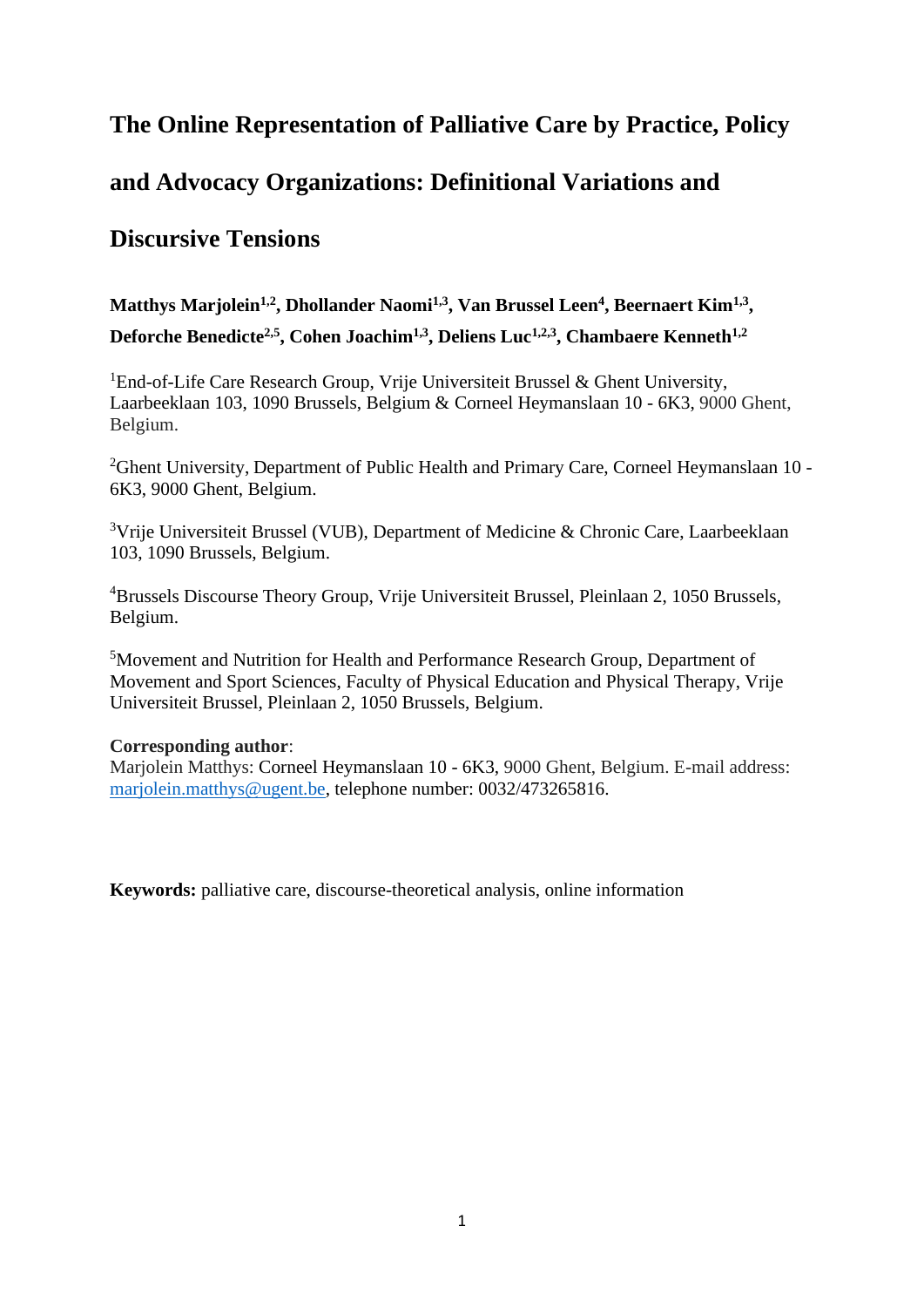# The Online Representation of Palliative Care by Practice, Policy and Advocacy Organizations: Definitional Variations and Discursive Tensions

**Matthys Marjolein[1,2], Dhollander Naomi[1,3], Van Brussel Leen[4], Beernaert Kim[1,3], Deforche Benedicte[2,5], Cohen Joachim[1,3], Deliens Luc[1,2,3], Chambaere Kenneth[1,2]**

[1]End-of-Life Care Research Group, Vrije Universiteit Brussel & Ghent University, Laarbeeklaan 103, 1090 Brussels, Belgium & Corneel Heymanslaan 10 - 6K3, 9000 Ghent, Belgium.

[2]Ghent University, Department of Public Health and Primary Care, Corneel Heymanslaan 10 - 6K3, 9000 Ghent, Belgium.

[3]Vrije Universiteit Brussel (VUB), Department of Medicine & Chronic Care, Laarbeeklaan 103, 1090 Brussels, Belgium.

[4]Brussels Discourse Theory Group, Vrije Universiteit Brussel, Pleinlaan 2, 1050 Brussels, Belgium.

[5]Movement and Nutrition for Health and Performance Research Group, Department of Movement and Sport Sciences, Faculty of Physical Education and Physical Therapy, Vrije Universiteit Brussel, Pleinlaan 2, 1050 Brussels, Belgium.

**Corresponding author**:
Marjolein Matthys: Corneel Heymanslaan 10 - 6K3, 9000 Ghent, Belgium. E-mail address: marjolein.matthys@ugent.be, telephone number: 0032/473265816.

**Keywords:** palliative care, discourse-theoretical analysis, online information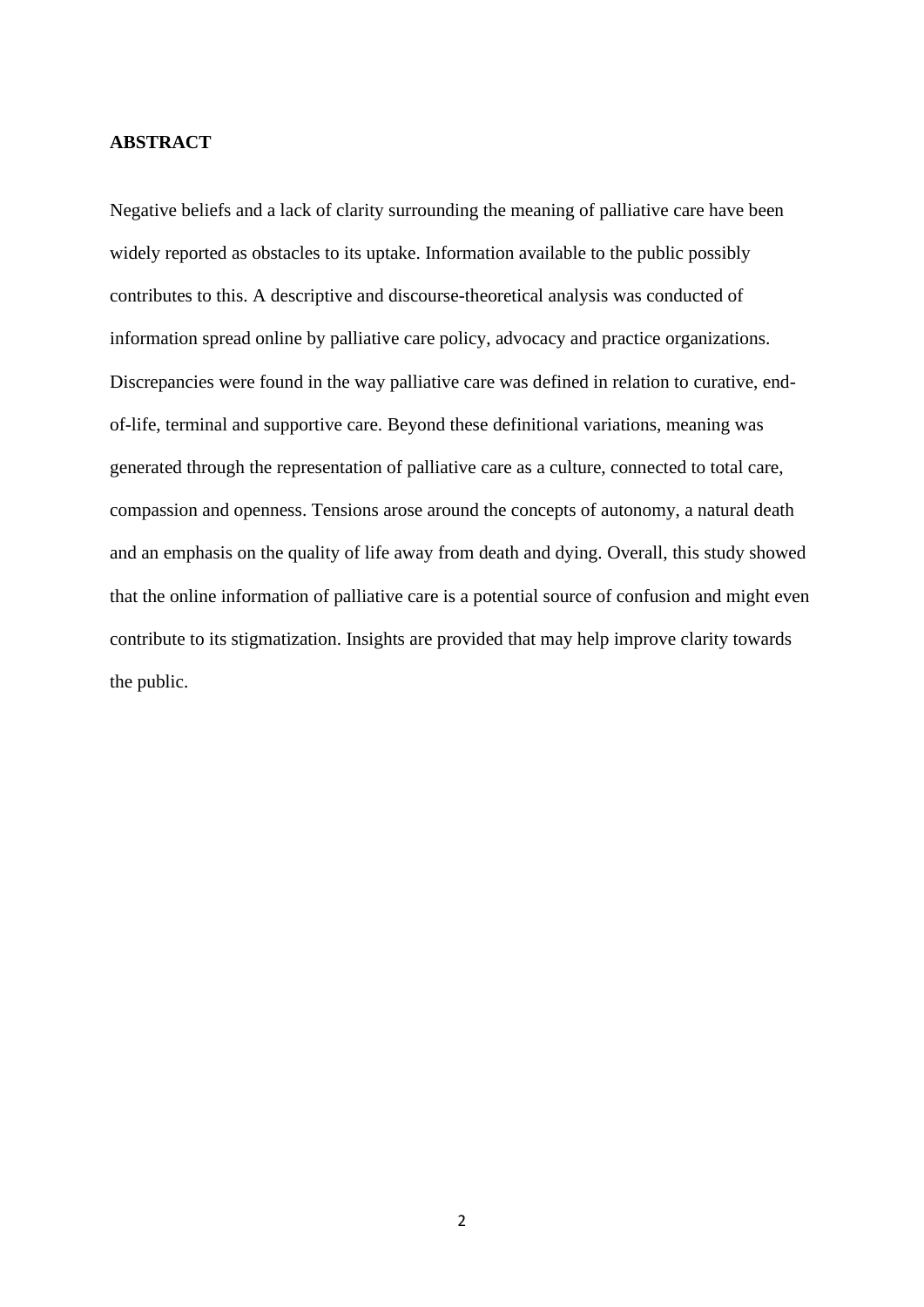## ABSTRACT

Negative beliefs and a lack of clarity surrounding the meaning of palliative care have been widely reported as obstacles to its uptake. Information available to the public possibly contributes to this. A descriptive and discourse-theoretical analysis was conducted of information spread online by palliative care policy, advocacy and practice organizations. Discrepancies were found in the way palliative care was defined in relation to curative, end-of-life, terminal and supportive care. Beyond these definitional variations, meaning was generated through the representation of palliative care as a culture, connected to total care, compassion and openness. Tensions arose around the concepts of autonomy, a natural death and an emphasis on the quality of life away from death and dying. Overall, this study showed that the online information of palliative care is a potential source of confusion and might even contribute to its stigmatization. Insights are provided that may help improve clarity towards the public.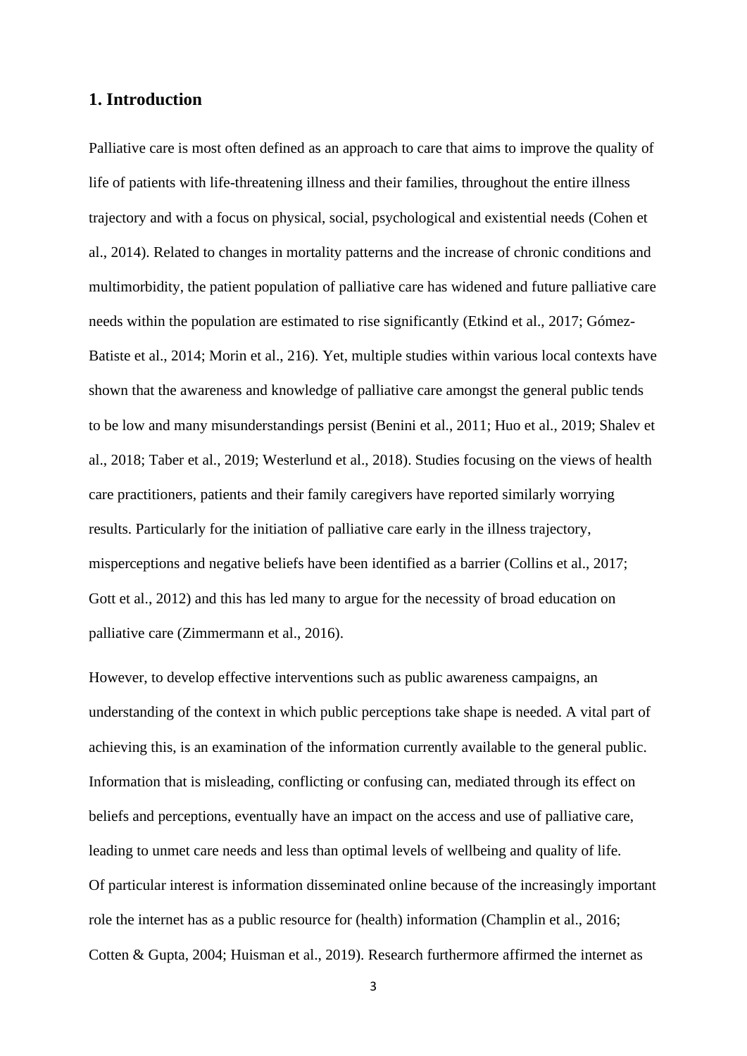## 1. Introduction

Palliative care is most often defined as an approach to care that aims to improve the quality of life of patients with life-threatening illness and their families, throughout the entire illness trajectory and with a focus on physical, social, psychological and existential needs (Cohen et al., 2014). Related to changes in mortality patterns and the increase of chronic conditions and multimorbidity, the patient population of palliative care has widened and future palliative care needs within the population are estimated to rise significantly (Etkind et al., 2017; Gómez-Batiste et al., 2014; Morin et al., 216). Yet, multiple studies within various local contexts have shown that the awareness and knowledge of palliative care amongst the general public tends to be low and many misunderstandings persist (Benini et al., 2011; Huo et al., 2019; Shalev et al., 2018; Taber et al., 2019; Westerlund et al., 2018). Studies focusing on the views of health care practitioners, patients and their family caregivers have reported similarly worrying results. Particularly for the initiation of palliative care early in the illness trajectory, misperceptions and negative beliefs have been identified as a barrier (Collins et al., 2017; Gott et al., 2012) and this has led many to argue for the necessity of broad education on palliative care (Zimmermann et al., 2016).

However, to develop effective interventions such as public awareness campaigns, an understanding of the context in which public perceptions take shape is needed. A vital part of achieving this, is an examination of the information currently available to the general public. Information that is misleading, conflicting or confusing can, mediated through its effect on beliefs and perceptions, eventually have an impact on the access and use of palliative care, leading to unmet care needs and less than optimal levels of wellbeing and quality of life. Of particular interest is information disseminated online because of the increasingly important role the internet has as a public resource for (health) information (Champlin et al., 2016; Cotten & Gupta, 2004; Huisman et al., 2019). Research furthermore affirmed the internet as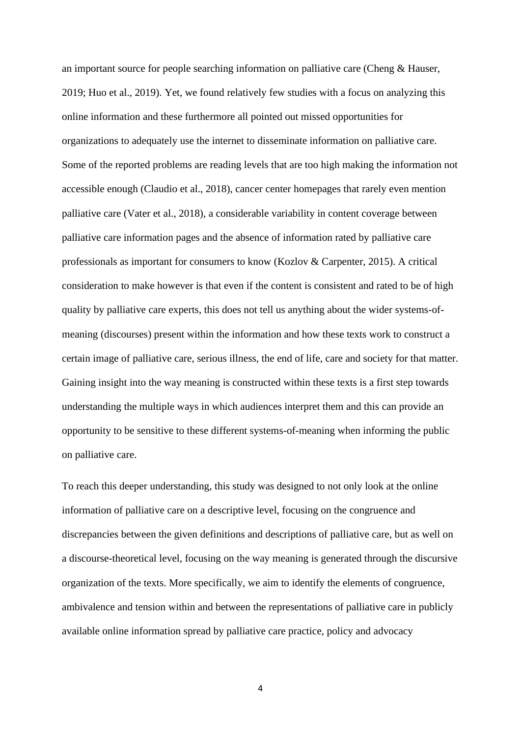an important source for people searching information on palliative care (Cheng & Hauser, 2019; Huo et al., 2019). Yet, we found relatively few studies with a focus on analyzing this online information and these furthermore all pointed out missed opportunities for organizations to adequately use the internet to disseminate information on palliative care. Some of the reported problems are reading levels that are too high making the information not accessible enough (Claudio et al., 2018), cancer center homepages that rarely even mention palliative care (Vater et al., 2018), a considerable variability in content coverage between palliative care information pages and the absence of information rated by palliative care professionals as important for consumers to know (Kozlov & Carpenter, 2015). A critical consideration to make however is that even if the content is consistent and rated to be of high quality by palliative care experts, this does not tell us anything about the wider systems-of-meaning (discourses) present within the information and how these texts work to construct a certain image of palliative care, serious illness, the end of life, care and society for that matter. Gaining insight into the way meaning is constructed within these texts is a first step towards understanding the multiple ways in which audiences interpret them and this can provide an opportunity to be sensitive to these different systems-of-meaning when informing the public on palliative care.

To reach this deeper understanding, this study was designed to not only look at the online information of palliative care on a descriptive level, focusing on the congruence and discrepancies between the given definitions and descriptions of palliative care, but as well on a discourse-theoretical level, focusing on the way meaning is generated through the discursive organization of the texts. More specifically, we aim to identify the elements of congruence, ambivalence and tension within and between the representations of palliative care in publicly available online information spread by palliative care practice, policy and advocacy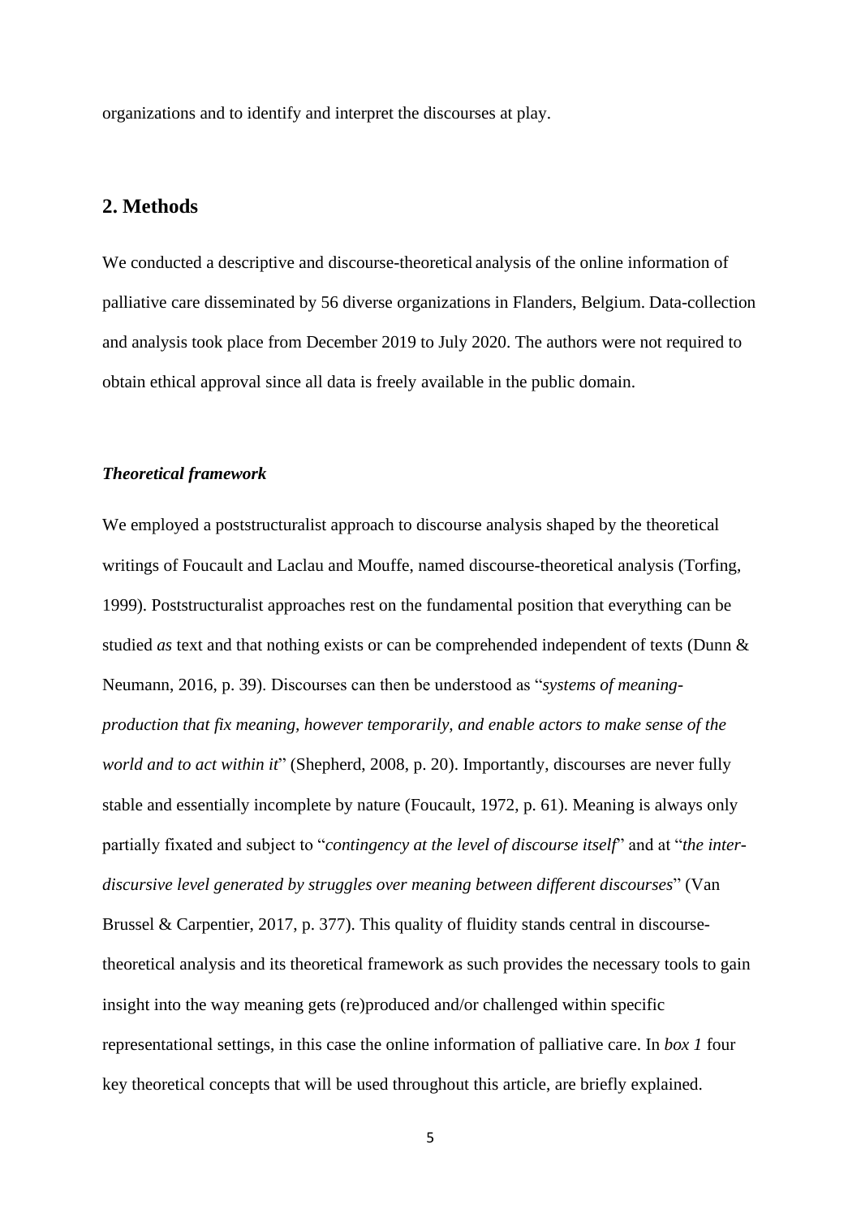organizations and to identify and interpret the discourses at play.

## 2. Methods

We conducted a descriptive and discourse-theoretical analysis of the online information of palliative care disseminated by 56 diverse organizations in Flanders, Belgium. Data-collection and analysis took place from December 2019 to July 2020. The authors were not required to obtain ethical approval since all data is freely available in the public domain.

### *Theoretical framework*

We employed a poststructuralist approach to discourse analysis shaped by the theoretical writings of Foucault and Laclau and Mouffe, named discourse-theoretical analysis (Torfing, 1999). Poststructuralist approaches rest on the fundamental position that everything can be studied *as* text and that nothing exists or can be comprehended independent of texts (Dunn & Neumann, 2016, p. 39). Discourses can then be understood as "*systems of meaning-production that fix meaning, however temporarily, and enable actors to make sense of the world and to act within it*" (Shepherd, 2008, p. 20). Importantly, discourses are never fully stable and essentially incomplete by nature (Foucault, 1972, p. 61). Meaning is always only partially fixated and subject to "*contingency at the level of discourse itself*" and at "*the inter-discursive level generated by struggles over meaning between different discourses*" (Van Brussel & Carpentier, 2017, p. 377). This quality of fluidity stands central in discourse-theoretical analysis and its theoretical framework as such provides the necessary tools to gain insight into the way meaning gets (re)produced and/or challenged within specific representational settings, in this case the online information of palliative care. In *box 1* four key theoretical concepts that will be used throughout this article, are briefly explained.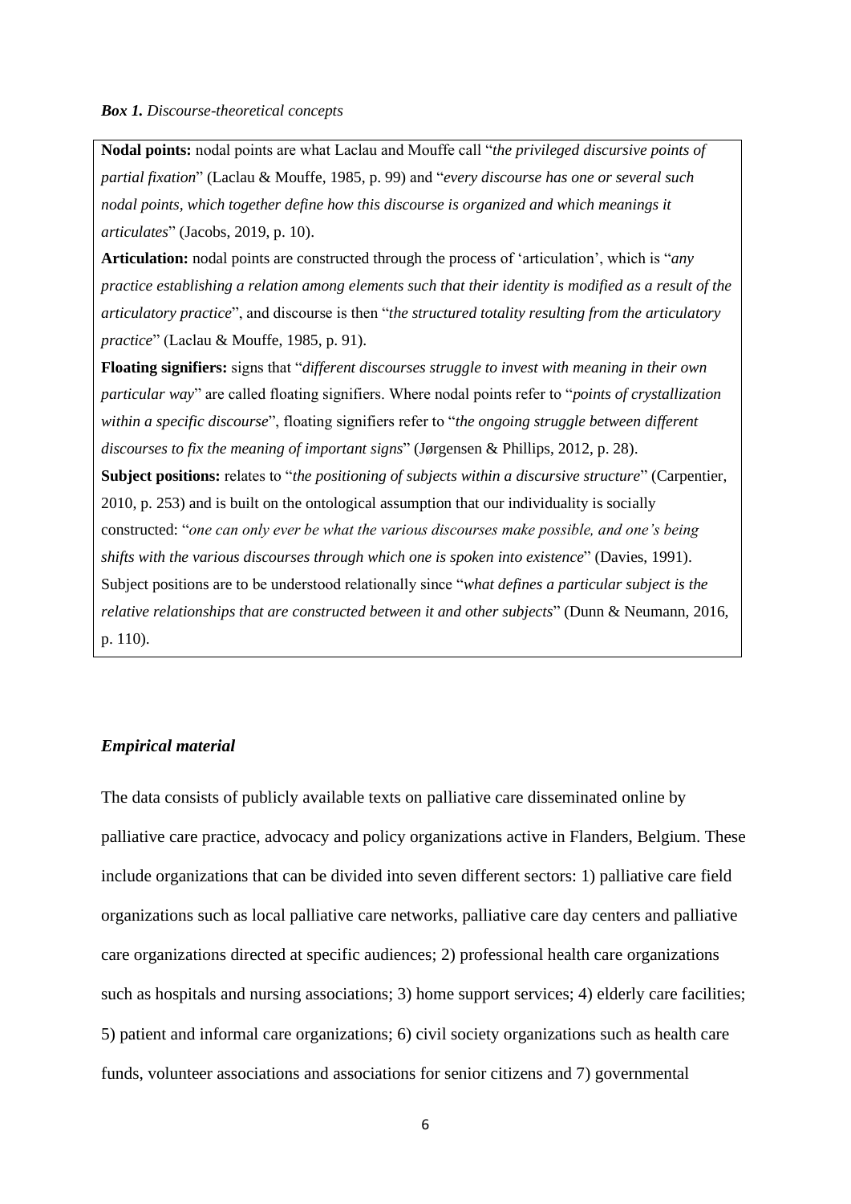***Box 1.*** *Discourse-theoretical concepts*

**Nodal points:** nodal points are what Laclau and Mouffe call "*the privileged discursive points of partial fixation*" (Laclau & Mouffe, 1985, p. 99) and "*every discourse has one or several such nodal points, which together define how this discourse is organized and which meanings it articulates*" (Jacobs, 2019, p. 10).

**Articulation:** nodal points are constructed through the process of 'articulation', which is "*any practice establishing a relation among elements such that their identity is modified as a result of the articulatory practice*", and discourse is then "*the structured totality resulting from the articulatory practice*" (Laclau & Mouffe, 1985, p. 91).

**Floating signifiers:** signs that "*different discourses struggle to invest with meaning in their own particular way*" are called floating signifiers. Where nodal points refer to "*points of crystallization within a specific discourse*", floating signifiers refer to "*the ongoing struggle between different discourses to fix the meaning of important signs*" (Jørgensen & Phillips, 2012, p. 28).

**Subject positions:** relates to "*the positioning of subjects within a discursive structure*" (Carpentier, 2010, p. 253) and is built on the ontological assumption that our individuality is socially constructed: "*one can only ever be what the various discourses make possible, and one's being shifts with the various discourses through which one is spoken into existence*" (Davies, 1991). Subject positions are to be understood relationally since "*what defines a particular subject is the relative relationships that are constructed between it and other subjects*" (Dunn & Neumann, 2016, p. 110).

### *Empirical material*

The data consists of publicly available texts on palliative care disseminated online by palliative care practice, advocacy and policy organizations active in Flanders, Belgium. These include organizations that can be divided into seven different sectors: 1) palliative care field organizations such as local palliative care networks, palliative care day centers and palliative care organizations directed at specific audiences; 2) professional health care organizations such as hospitals and nursing associations; 3) home support services; 4) elderly care facilities; 5) patient and informal care organizations; 6) civil society organizations such as health care funds, volunteer associations and associations for senior citizens and 7) governmental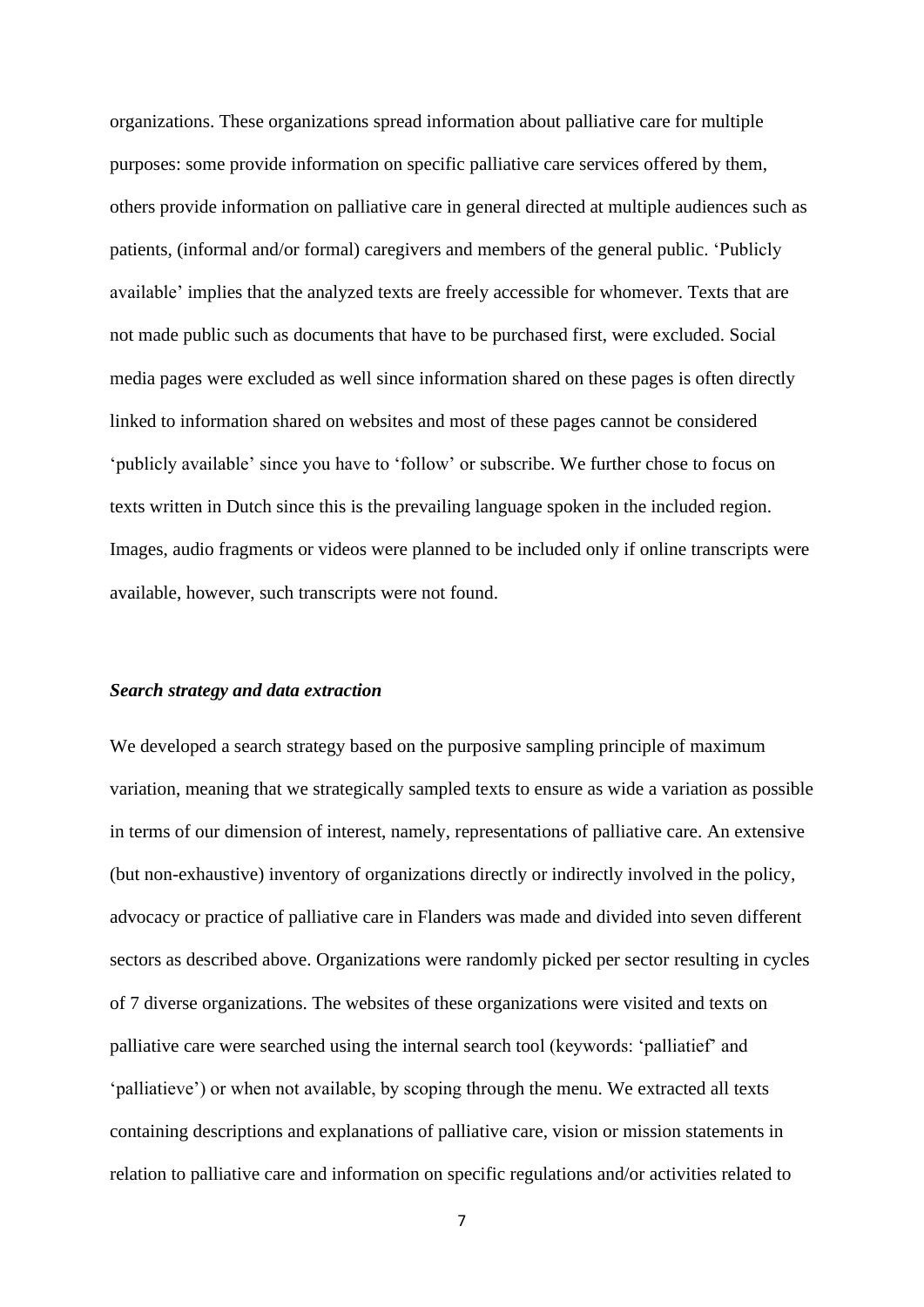organizations. These organizations spread information about palliative care for multiple purposes: some provide information on specific palliative care services offered by them, others provide information on palliative care in general directed at multiple audiences such as patients, (informal and/or formal) caregivers and members of the general public. 'Publicly available' implies that the analyzed texts are freely accessible for whomever. Texts that are not made public such as documents that have to be purchased first, were excluded. Social media pages were excluded as well since information shared on these pages is often directly linked to information shared on websites and most of these pages cannot be considered 'publicly available' since you have to 'follow' or subscribe. We further chose to focus on texts written in Dutch since this is the prevailing language spoken in the included region. Images, audio fragments or videos were planned to be included only if online transcripts were available, however, such transcripts were not found.

### *Search strategy and data extraction*

We developed a search strategy based on the purposive sampling principle of maximum variation, meaning that we strategically sampled texts to ensure as wide a variation as possible in terms of our dimension of interest, namely, representations of palliative care. An extensive (but non-exhaustive) inventory of organizations directly or indirectly involved in the policy, advocacy or practice of palliative care in Flanders was made and divided into seven different sectors as described above. Organizations were randomly picked per sector resulting in cycles of 7 diverse organizations. The websites of these organizations were visited and texts on palliative care were searched using the internal search tool (keywords: 'palliatief' and 'palliatieve') or when not available, by scoping through the menu. We extracted all texts containing descriptions and explanations of palliative care, vision or mission statements in relation to palliative care and information on specific regulations and/or activities related to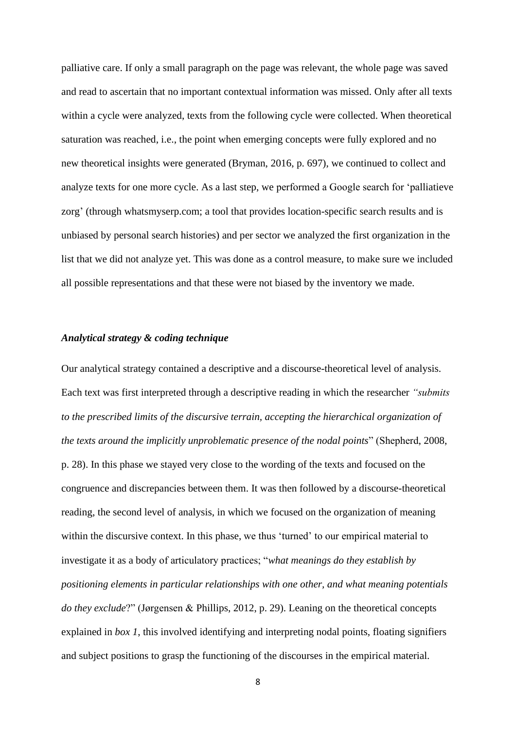palliative care. If only a small paragraph on the page was relevant, the whole page was saved and read to ascertain that no important contextual information was missed. Only after all texts within a cycle were analyzed, texts from the following cycle were collected. When theoretical saturation was reached, i.e., the point when emerging concepts were fully explored and no new theoretical insights were generated (Bryman, 2016, p. 697), we continued to collect and analyze texts for one more cycle. As a last step, we performed a Google search for 'palliatieve zorg' (through whatsmyserp.com; a tool that provides location-specific search results and is unbiased by personal search histories) and per sector we analyzed the first organization in the list that we did not analyze yet. This was done as a control measure, to make sure we included all possible representations and that these were not biased by the inventory we made.

### *Analytical strategy & coding technique*

Our analytical strategy contained a descriptive and a discourse-theoretical level of analysis. Each text was first interpreted through a descriptive reading in which the researcher *"submits to the prescribed limits of the discursive terrain, accepting the hierarchical organization of the texts around the implicitly unproblematic presence of the nodal points*" (Shepherd, 2008, p. 28). In this phase we stayed very close to the wording of the texts and focused on the congruence and discrepancies between them. It was then followed by a discourse-theoretical reading, the second level of analysis, in which we focused on the organization of meaning within the discursive context. In this phase, we thus 'turned' to our empirical material to investigate it as a body of articulatory practices; "*what meanings do they establish by positioning elements in particular relationships with one other, and what meaning potentials do they exclude*?" (Jørgensen & Phillips, 2012, p. 29). Leaning on the theoretical concepts explained in *box 1*, this involved identifying and interpreting nodal points, floating signifiers and subject positions to grasp the functioning of the discourses in the empirical material.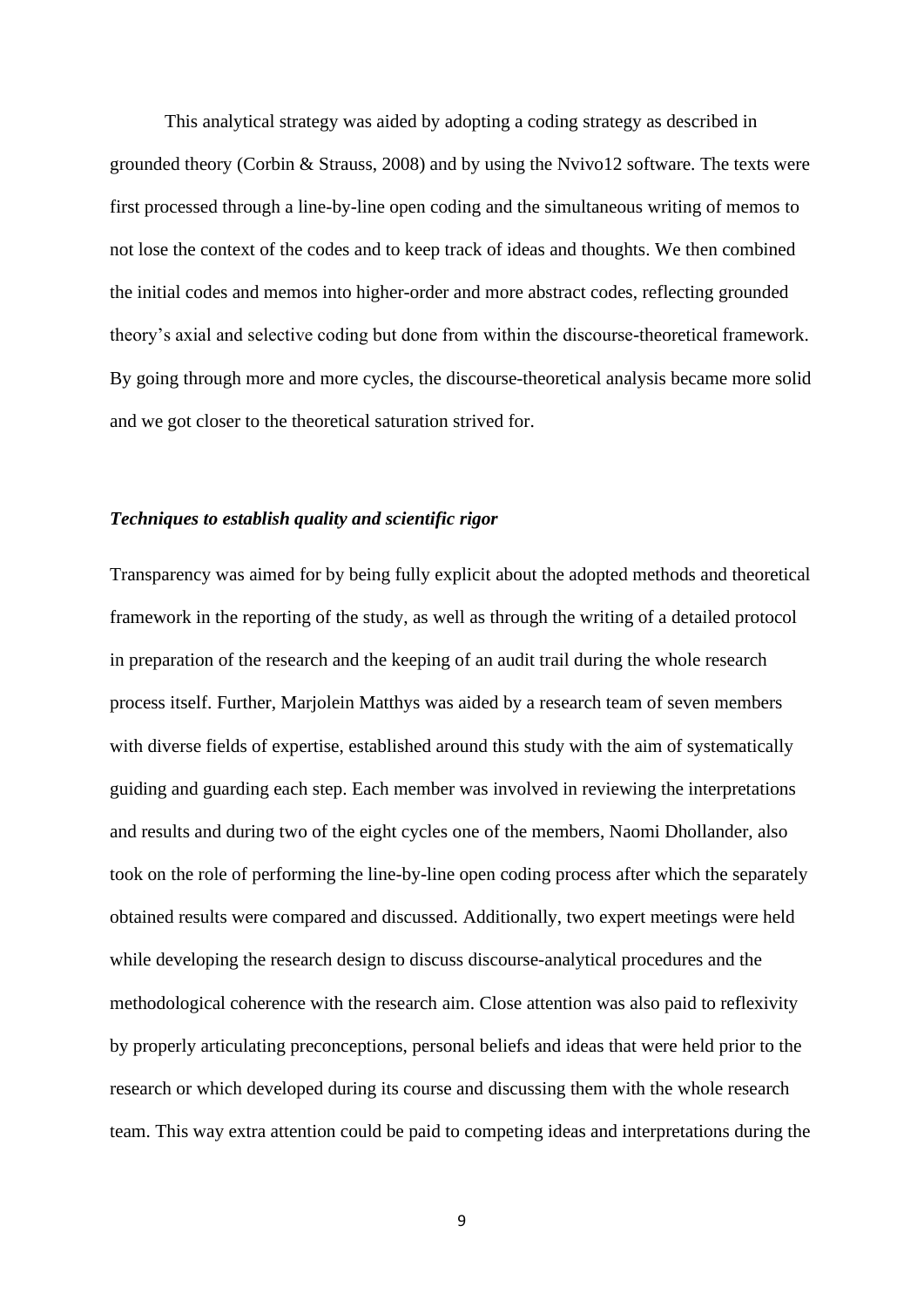This analytical strategy was aided by adopting a coding strategy as described in grounded theory (Corbin & Strauss, 2008) and by using the Nvivo12 software. The texts were first processed through a line-by-line open coding and the simultaneous writing of memos to not lose the context of the codes and to keep track of ideas and thoughts. We then combined the initial codes and memos into higher-order and more abstract codes, reflecting grounded theory's axial and selective coding but done from within the discourse-theoretical framework. By going through more and more cycles, the discourse-theoretical analysis became more solid and we got closer to the theoretical saturation strived for.

### *Techniques to establish quality and scientific rigor*

Transparency was aimed for by being fully explicit about the adopted methods and theoretical framework in the reporting of the study, as well as through the writing of a detailed protocol in preparation of the research and the keeping of an audit trail during the whole research process itself. Further, Marjolein Matthys was aided by a research team of seven members with diverse fields of expertise, established around this study with the aim of systematically guiding and guarding each step. Each member was involved in reviewing the interpretations and results and during two of the eight cycles one of the members, Naomi Dhollander, also took on the role of performing the line-by-line open coding process after which the separately obtained results were compared and discussed. Additionally, two expert meetings were held while developing the research design to discuss discourse-analytical procedures and the methodological coherence with the research aim. Close attention was also paid to reflexivity by properly articulating preconceptions, personal beliefs and ideas that were held prior to the research or which developed during its course and discussing them with the whole research team. This way extra attention could be paid to competing ideas and interpretations during the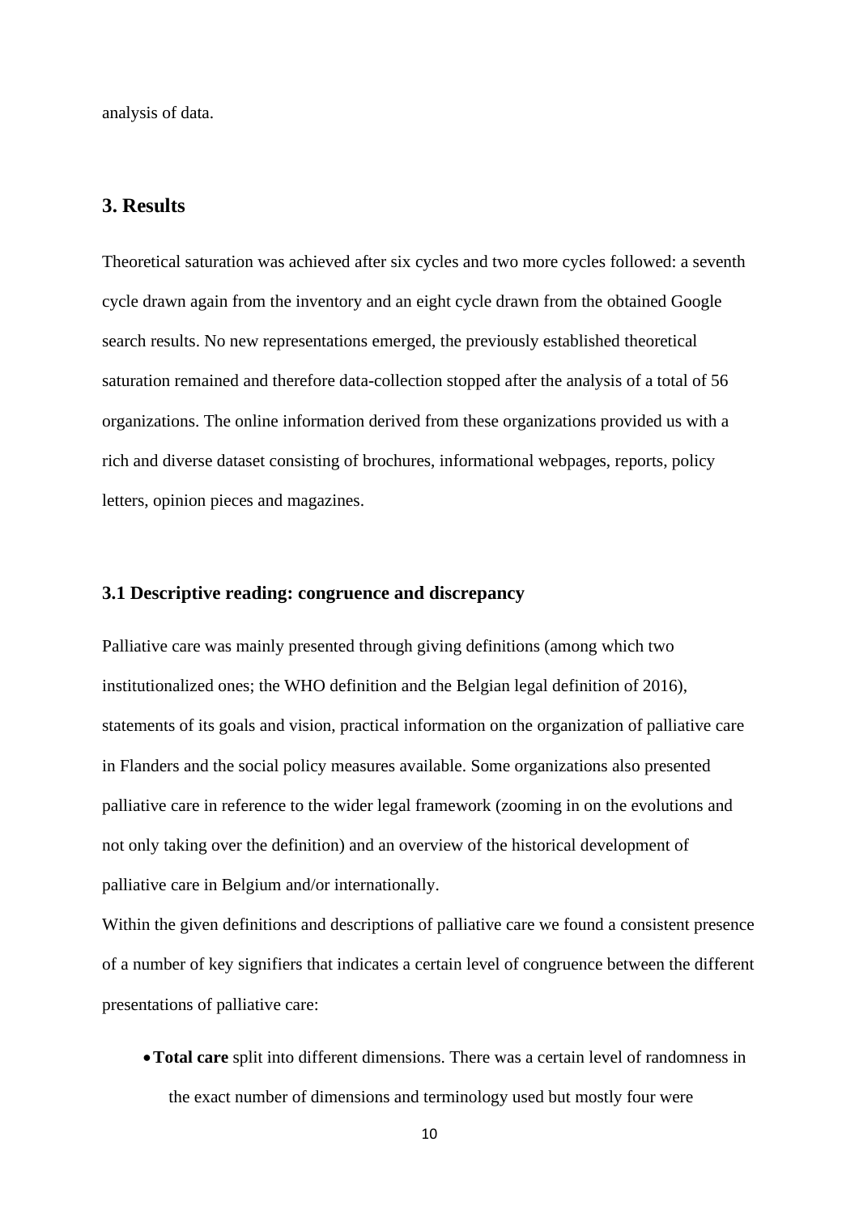analysis of data.

## 3. Results

Theoretical saturation was achieved after six cycles and two more cycles followed: a seventh cycle drawn again from the inventory and an eight cycle drawn from the obtained Google search results. No new representations emerged, the previously established theoretical saturation remained and therefore data-collection stopped after the analysis of a total of 56 organizations. The online information derived from these organizations provided us with a rich and diverse dataset consisting of brochures, informational webpages, reports, policy letters, opinion pieces and magazines.

### 3.1 Descriptive reading: congruence and discrepancy

Palliative care was mainly presented through giving definitions (among which two institutionalized ones; the WHO definition and the Belgian legal definition of 2016), statements of its goals and vision, practical information on the organization of palliative care in Flanders and the social policy measures available. Some organizations also presented palliative care in reference to the wider legal framework (zooming in on the evolutions and not only taking over the definition) and an overview of the historical development of palliative care in Belgium and/or internationally.

Within the given definitions and descriptions of palliative care we found a consistent presence of a number of key signifiers that indicates a certain level of congruence between the different presentations of palliative care:

- **Total care** split into different dimensions. There was a certain level of randomness in the exact number of dimensions and terminology used but mostly four were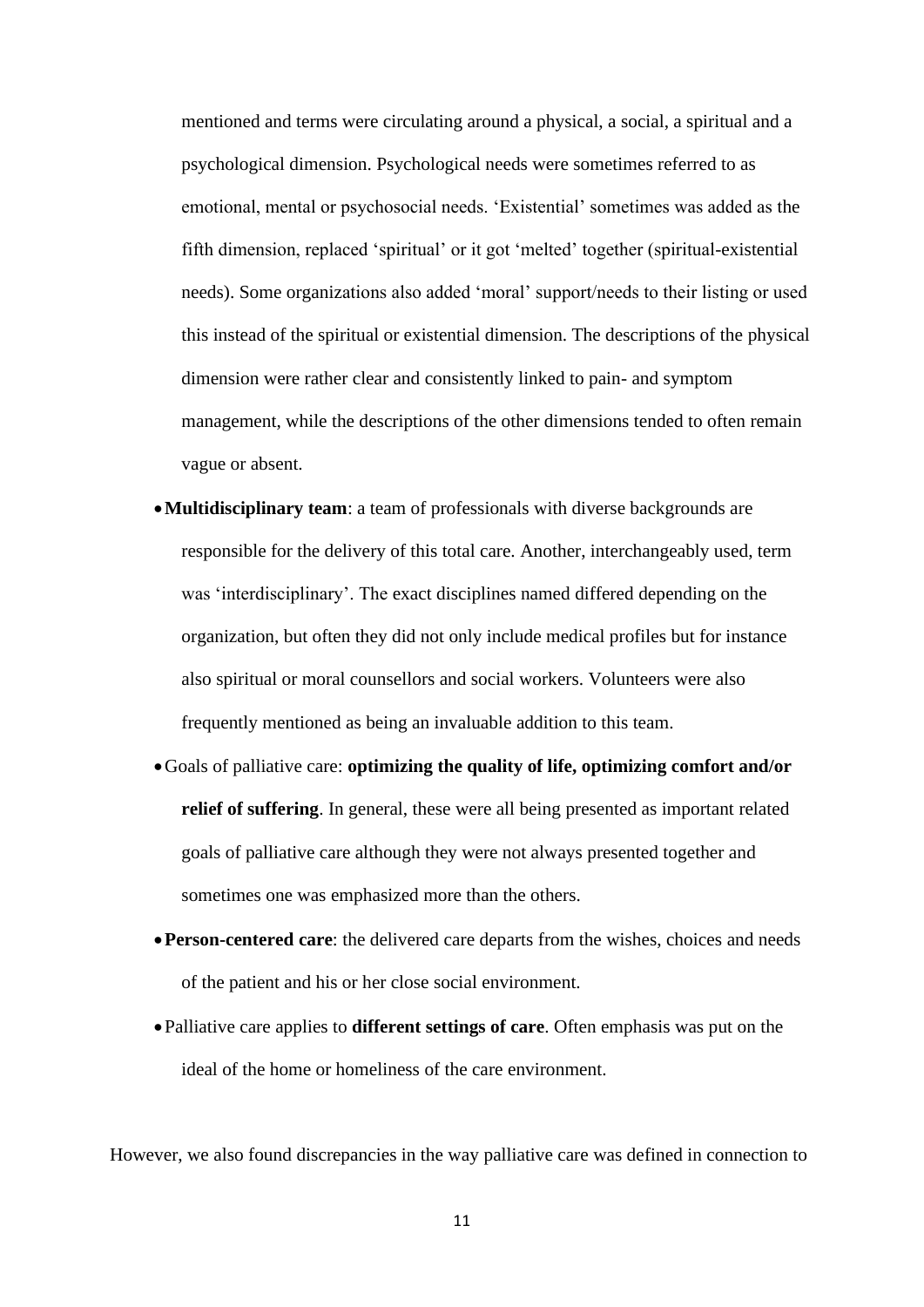mentioned and terms were circulating around a physical, a social, a spiritual and a psychological dimension. Psychological needs were sometimes referred to as emotional, mental or psychosocial needs. 'Existential' sometimes was added as the fifth dimension, replaced 'spiritual' or it got 'melted' together (spiritual-existential needs). Some organizations also added 'moral' support/needs to their listing or used this instead of the spiritual or existential dimension. The descriptions of the physical dimension were rather clear and consistently linked to pain- and symptom management, while the descriptions of the other dimensions tended to often remain vague or absent.

- **Multidisciplinary team**: a team of professionals with diverse backgrounds are responsible for the delivery of this total care. Another, interchangeably used, term was 'interdisciplinary'. The exact disciplines named differed depending on the organization, but often they did not only include medical profiles but for instance also spiritual or moral counsellors and social workers. Volunteers were also frequently mentioned as being an invaluable addition to this team.
- Goals of palliative care: **optimizing the quality of life, optimizing comfort and/or relief of suffering**. In general, these were all being presented as important related goals of palliative care although they were not always presented together and sometimes one was emphasized more than the others.
- **Person-centered care**: the delivered care departs from the wishes, choices and needs of the patient and his or her close social environment.
- Palliative care applies to **different settings of care**. Often emphasis was put on the ideal of the home or homeliness of the care environment.

However, we also found discrepancies in the way palliative care was defined in connection to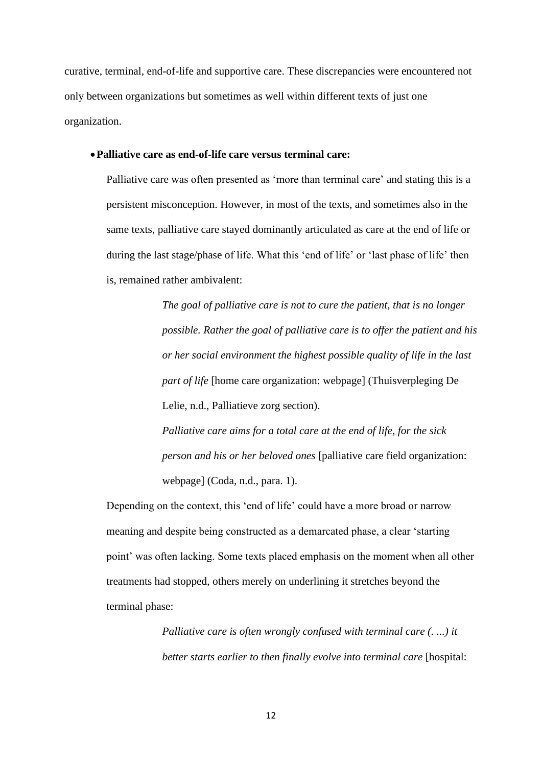curative, terminal, end-of-life and supportive care. These discrepancies were encountered not only between organizations but sometimes as well within different texts of just one organization.

- **Palliative care as end-of-life care versus terminal care:**

  Palliative care was often presented as 'more than terminal care' and stating this is a persistent misconception. However, in most of the texts, and sometimes also in the same texts, palliative care stayed dominantly articulated as care at the end of life or during the last stage/phase of life. What this 'end of life' or 'last phase of life' then is, remained rather ambivalent:

  > *The goal of palliative care is not to cure the patient, that is no longer possible. Rather the goal of palliative care is to offer the patient and his or her social environment the highest possible quality of life in the last part of life* [home care organization: webpage] (Thuisverpleging De Lelie, n.d., Palliatieve zorg section).
  >
  > *Palliative care aims for a total care at the end of life, for the sick person and his or her beloved ones* [palliative care field organization: webpage] (Coda, n.d., para. 1).

  Depending on the context, this 'end of life' could have a more broad or narrow meaning and despite being constructed as a demarcated phase, a clear 'starting point' was often lacking. Some texts placed emphasis on the moment when all other treatments had stopped, others merely on underlining it stretches beyond the terminal phase:

  > *Palliative care is often wrongly confused with terminal care (. ...) it better starts earlier to then finally evolve into terminal care* [hospital: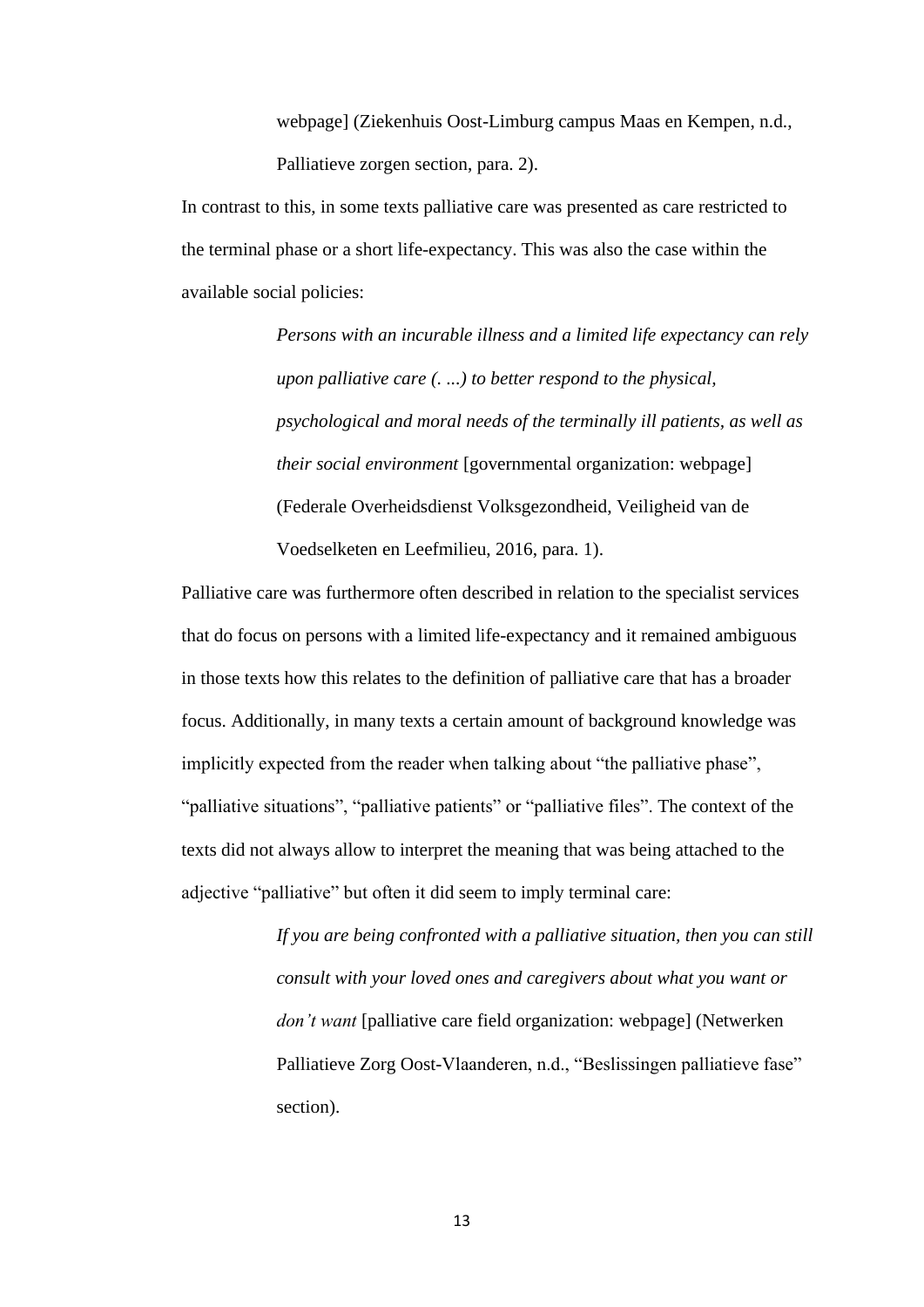> webpage] (Ziekenhuis Oost-Limburg campus Maas en Kempen, n.d., Palliatieve zorgen section, para. 2).

In contrast to this, in some texts palliative care was presented as care restricted to the terminal phase or a short life-expectancy. This was also the case within the available social policies:

> *Persons with an incurable illness and a limited life expectancy can rely upon palliative care (. ...) to better respond to the physical, psychological and moral needs of the terminally ill patients, as well as their social environment* [governmental organization: webpage] (Federale Overheidsdienst Volksgezondheid, Veiligheid van de Voedselketen en Leefmilieu, 2016, para. 1).

Palliative care was furthermore often described in relation to the specialist services that do focus on persons with a limited life-expectancy and it remained ambiguous in those texts how this relates to the definition of palliative care that has a broader focus. Additionally, in many texts a certain amount of background knowledge was implicitly expected from the reader when talking about "the palliative phase", "palliative situations", "palliative patients" or "palliative files". The context of the texts did not always allow to interpret the meaning that was being attached to the adjective "palliative" but often it did seem to imply terminal care:

> *If you are being confronted with a palliative situation, then you can still consult with your loved ones and caregivers about what you want or don't want* [palliative care field organization: webpage] (Netwerken Palliatieve Zorg Oost-Vlaanderen, n.d., "Beslissingen palliatieve fase" section).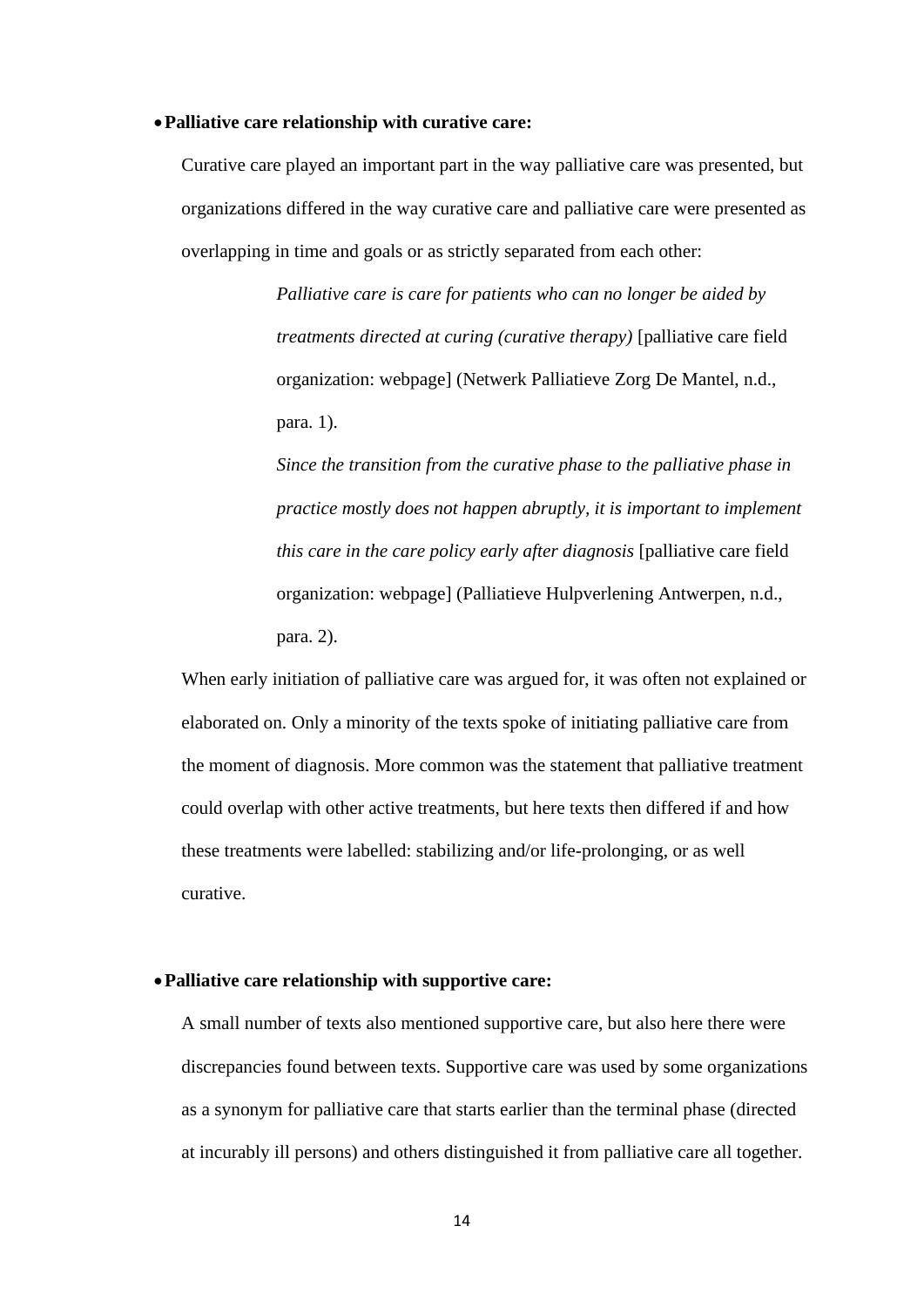- **Palliative care relationship with curative care:**

  Curative care played an important part in the way palliative care was presented, but organizations differed in the way curative care and palliative care were presented as overlapping in time and goals or as strictly separated from each other:

  > *Palliative care is care for patients who can no longer be aided by treatments directed at curing (curative therapy)* [palliative care field organization: webpage] (Netwerk Palliatieve Zorg De Mantel, n.d., para. 1).
  >
  > *Since the transition from the curative phase to the palliative phase in practice mostly does not happen abruptly, it is important to implement this care in the care policy early after diagnosis* [palliative care field organization: webpage] (Palliatieve Hulpverlening Antwerpen, n.d., para. 2).

  When early initiation of palliative care was argued for, it was often not explained or elaborated on. Only a minority of the texts spoke of initiating palliative care from the moment of diagnosis. More common was the statement that palliative treatment could overlap with other active treatments, but here texts then differed if and how these treatments were labelled: stabilizing and/or life-prolonging, or as well curative.

- **Palliative care relationship with supportive care:**

  A small number of texts also mentioned supportive care, but also here there were discrepancies found between texts. Supportive care was used by some organizations as a synonym for palliative care that starts earlier than the terminal phase (directed at incurably ill persons) and others distinguished it from palliative care all together.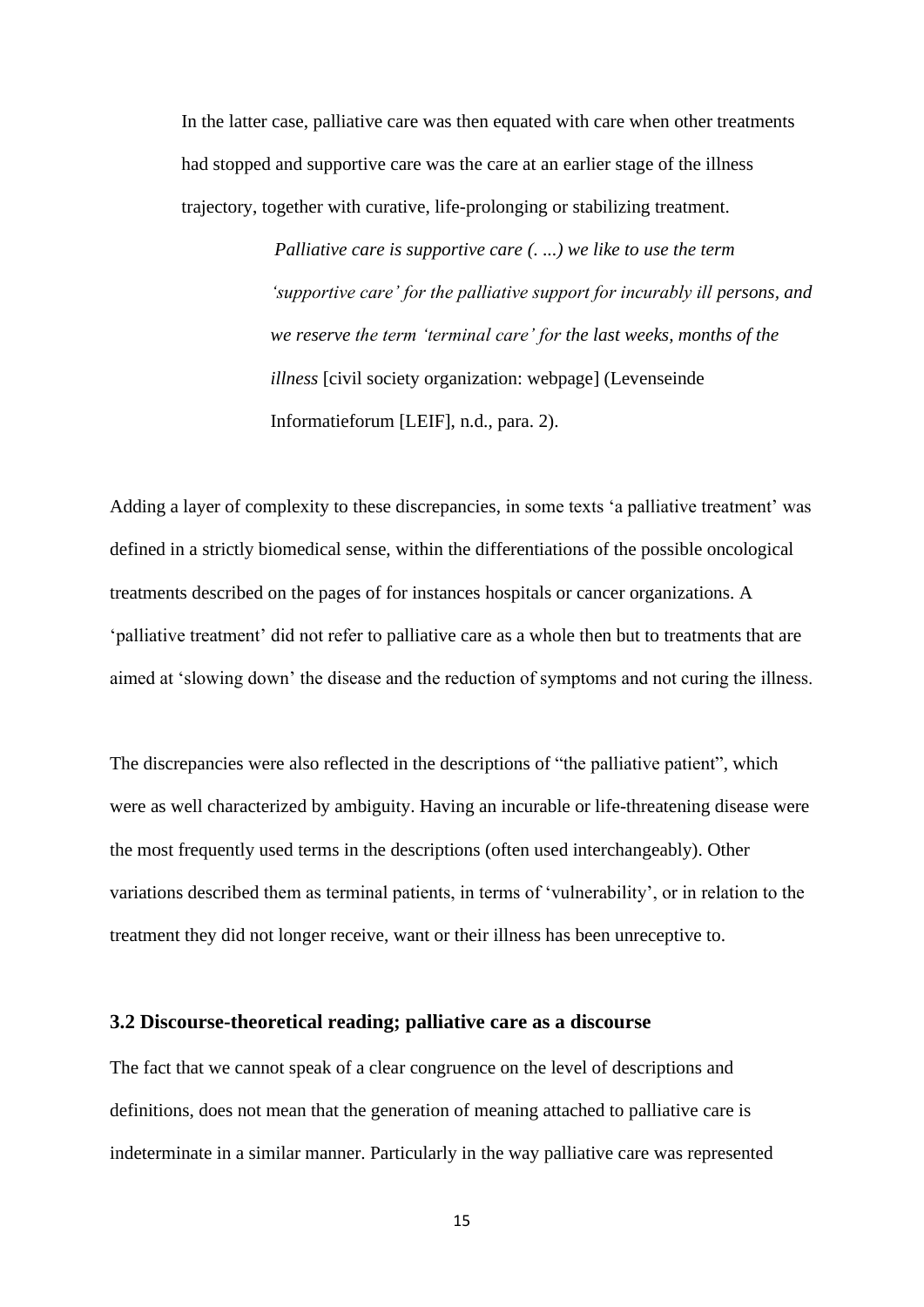In the latter case, palliative care was then equated with care when other treatments had stopped and supportive care was the care at an earlier stage of the illness trajectory, together with curative, life-prolonging or stabilizing treatment.

> *Palliative care is supportive care (. ...) we like to use the term 'supportive care' for the palliative support for incurably ill persons, and we reserve the term 'terminal care' for the last weeks, months of the illness* [civil society organization: webpage] (Levenseinde Informatieforum [LEIF], n.d., para. 2).

Adding a layer of complexity to these discrepancies, in some texts 'a palliative treatment' was defined in a strictly biomedical sense, within the differentiations of the possible oncological treatments described on the pages of for instances hospitals or cancer organizations. A 'palliative treatment' did not refer to palliative care as a whole then but to treatments that are aimed at 'slowing down' the disease and the reduction of symptoms and not curing the illness.

The discrepancies were also reflected in the descriptions of "the palliative patient", which were as well characterized by ambiguity. Having an incurable or life-threatening disease were the most frequently used terms in the descriptions (often used interchangeably). Other variations described them as terminal patients, in terms of 'vulnerability', or in relation to the treatment they did not longer receive, want or their illness has been unreceptive to.

### 3.2 Discourse-theoretical reading; palliative care as a discourse

The fact that we cannot speak of a clear congruence on the level of descriptions and definitions, does not mean that the generation of meaning attached to palliative care is indeterminate in a similar manner. Particularly in the way palliative care was represented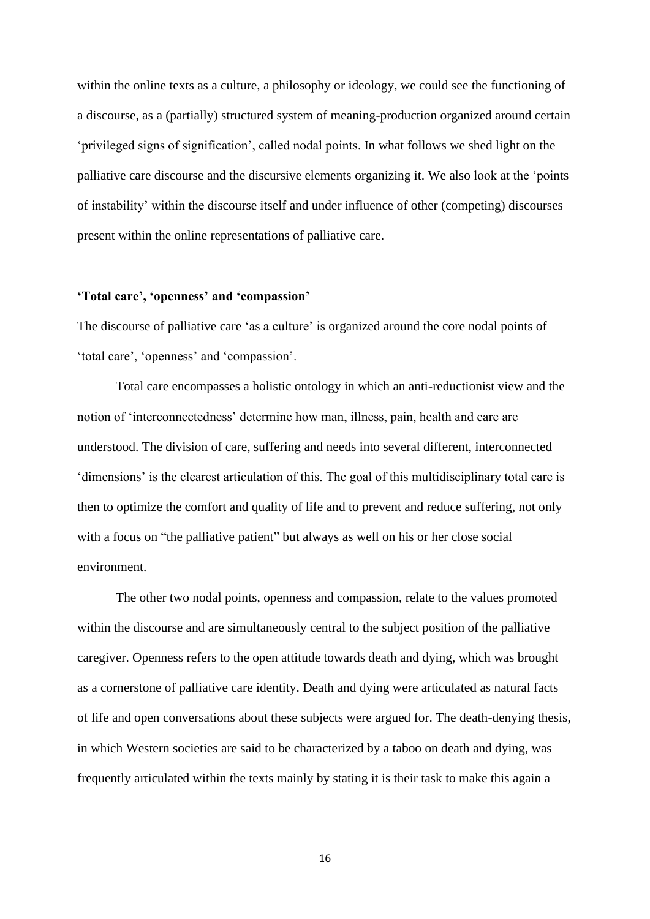within the online texts as a culture, a philosophy or ideology, we could see the functioning of a discourse, as a (partially) structured system of meaning-production organized around certain 'privileged signs of signification', called nodal points. In what follows we shed light on the palliative care discourse and the discursive elements organizing it. We also look at the 'points of instability' within the discourse itself and under influence of other (competing) discourses present within the online representations of palliative care.

### 'Total care', 'openness' and 'compassion'

The discourse of palliative care 'as a culture' is organized around the core nodal points of 'total care', 'openness' and 'compassion'.

Total care encompasses a holistic ontology in which an anti-reductionist view and the notion of 'interconnectedness' determine how man, illness, pain, health and care are understood. The division of care, suffering and needs into several different, interconnected 'dimensions' is the clearest articulation of this. The goal of this multidisciplinary total care is then to optimize the comfort and quality of life and to prevent and reduce suffering, not only with a focus on "the palliative patient" but always as well on his or her close social environment.

The other two nodal points, openness and compassion, relate to the values promoted within the discourse and are simultaneously central to the subject position of the palliative caregiver. Openness refers to the open attitude towards death and dying, which was brought as a cornerstone of palliative care identity. Death and dying were articulated as natural facts of life and open conversations about these subjects were argued for. The death-denying thesis, in which Western societies are said to be characterized by a taboo on death and dying, was frequently articulated within the texts mainly by stating it is their task to make this again a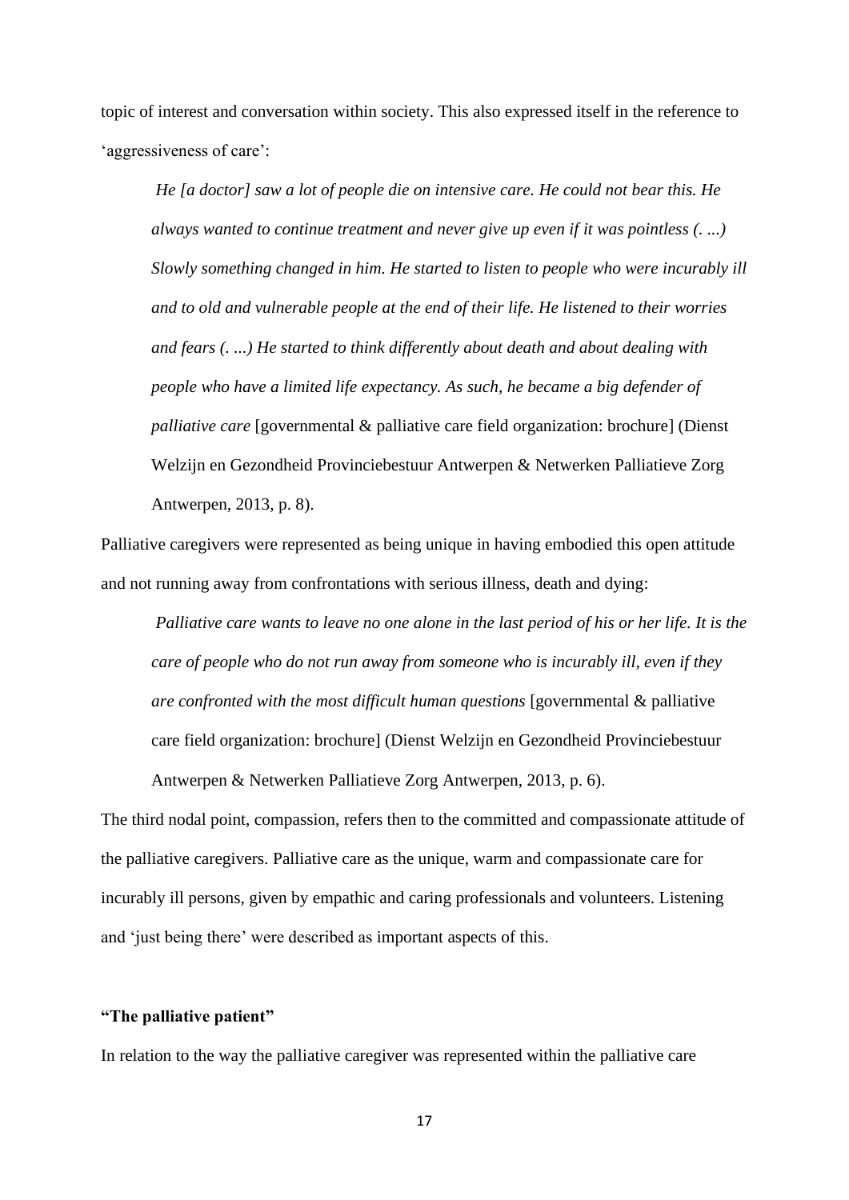topic of interest and conversation within society. This also expressed itself in the reference to 'aggressiveness of care':

> *He [a doctor] saw a lot of people die on intensive care. He could not bear this. He always wanted to continue treatment and never give up even if it was pointless (. ...) Slowly something changed in him. He started to listen to people who were incurably ill and to old and vulnerable people at the end of their life. He listened to their worries and fears (. ...) He started to think differently about death and about dealing with people who have a limited life expectancy. As such, he became a big defender of palliative care* [governmental & palliative care field organization: brochure] (Dienst Welzijn en Gezondheid Provinciebestuur Antwerpen & Netwerken Palliatieve Zorg Antwerpen, 2013, p. 8).

Palliative caregivers were represented as being unique in having embodied this open attitude and not running away from confrontations with serious illness, death and dying:

> *Palliative care wants to leave no one alone in the last period of his or her life. It is the care of people who do not run away from someone who is incurably ill, even if they are confronted with the most difficult human questions* [governmental & palliative care field organization: brochure] (Dienst Welzijn en Gezondheid Provinciebestuur Antwerpen & Netwerken Palliatieve Zorg Antwerpen, 2013, p. 6).

The third nodal point, compassion, refers then to the committed and compassionate attitude of the palliative caregivers. Palliative care as the unique, warm and compassionate care for incurably ill persons, given by empathic and caring professionals and volunteers. Listening and 'just being there' were described as important aspects of this.

**"The palliative patient"**

In relation to the way the palliative caregiver was represented within the palliative care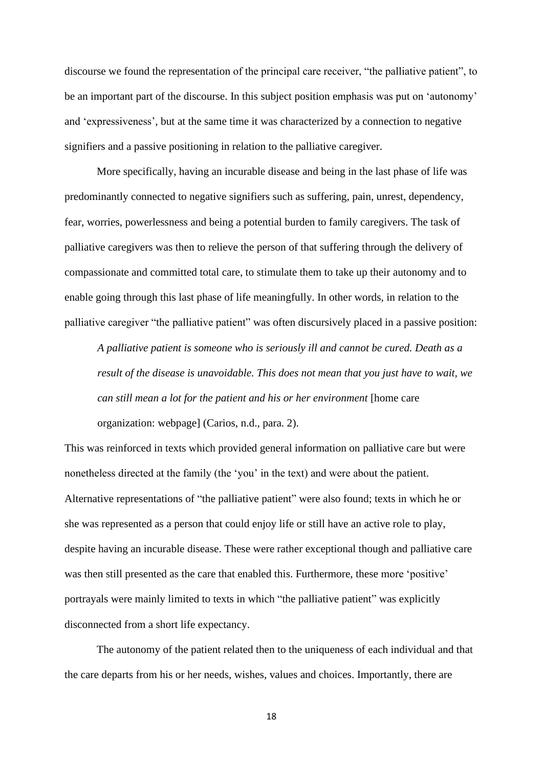discourse we found the representation of the principal care receiver, “the palliative patient”, to be an important part of the discourse. In this subject position emphasis was put on ‘autonomy’ and ‘expressiveness’, but at the same time it was characterized by a connection to negative signifiers and a passive positioning in relation to the palliative caregiver.

More specifically, having an incurable disease and being in the last phase of life was predominantly connected to negative signifiers such as suffering, pain, unrest, dependency, fear, worries, powerlessness and being a potential burden to family caregivers. The task of palliative caregivers was then to relieve the person of that suffering through the delivery of compassionate and committed total care, to stimulate them to take up their autonomy and to enable going through this last phase of life meaningfully. In other words, in relation to the palliative caregiver “the palliative patient” was often discursively placed in a passive position:

> *A palliative patient is someone who is seriously ill and cannot be cured. Death as a result of the disease is unavoidable. This does not mean that you just have to wait, we can still mean a lot for the patient and his or her environment* [home care organization: webpage] (Carios, n.d., para. 2).

This was reinforced in texts which provided general information on palliative care but were nonetheless directed at the family (the ‘you’ in the text) and were about the patient. Alternative representations of “the palliative patient” were also found; texts in which he or she was represented as a person that could enjoy life or still have an active role to play, despite having an incurable disease. These were rather exceptional though and palliative care was then still presented as the care that enabled this. Furthermore, these more ‘positive’ portrayals were mainly limited to texts in which “the palliative patient” was explicitly disconnected from a short life expectancy.

The autonomy of the patient related then to the uniqueness of each individual and that the care departs from his or her needs, wishes, values and choices. Importantly, there are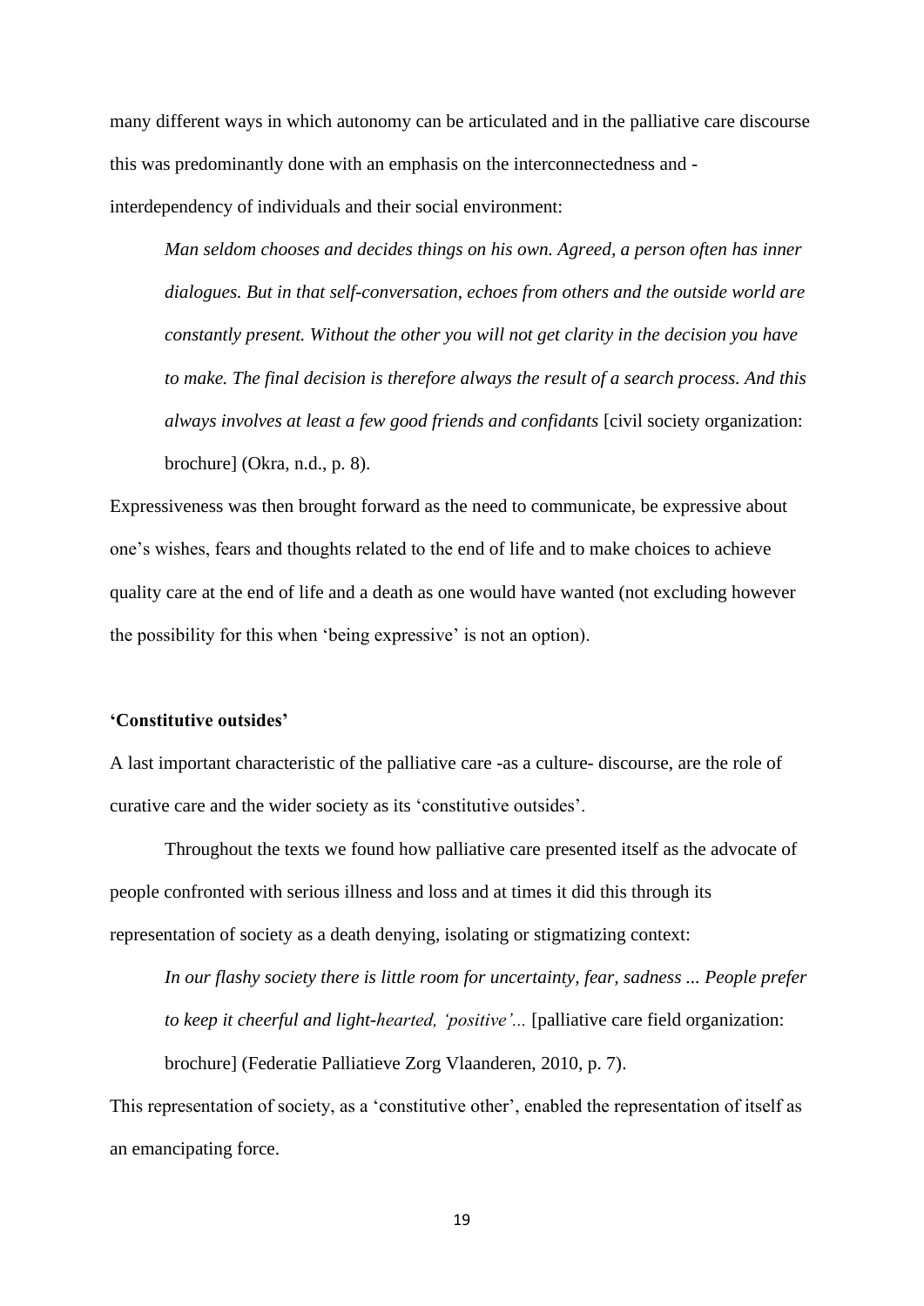many different ways in which autonomy can be articulated and in the palliative care discourse this was predominantly done with an emphasis on the interconnectedness and -interdependency of individuals and their social environment:

> *Man seldom chooses and decides things on his own. Agreed, a person often has inner dialogues. But in that self-conversation, echoes from others and the outside world are constantly present. Without the other you will not get clarity in the decision you have to make. The final decision is therefore always the result of a search process. And this always involves at least a few good friends and confidants* [civil society organization: brochure] (Okra, n.d., p. 8).

Expressiveness was then brought forward as the need to communicate, be expressive about one's wishes, fears and thoughts related to the end of life and to make choices to achieve quality care at the end of life and a death as one would have wanted (not excluding however the possibility for this when 'being expressive' is not an option).

**'Constitutive outsides'**

A last important characteristic of the palliative care -as a culture- discourse, are the role of curative care and the wider society as its 'constitutive outsides'.

Throughout the texts we found how palliative care presented itself as the advocate of people confronted with serious illness and loss and at times it did this through its representation of society as a death denying, isolating or stigmatizing context:

> *In our flashy society there is little room for uncertainty, fear, sadness ... People prefer to keep it cheerful and light-hearted, 'positive'...* [palliative care field organization: brochure] (Federatie Palliatieve Zorg Vlaanderen, 2010, p. 7).

This representation of society, as a 'constitutive other', enabled the representation of itself as an emancipating force.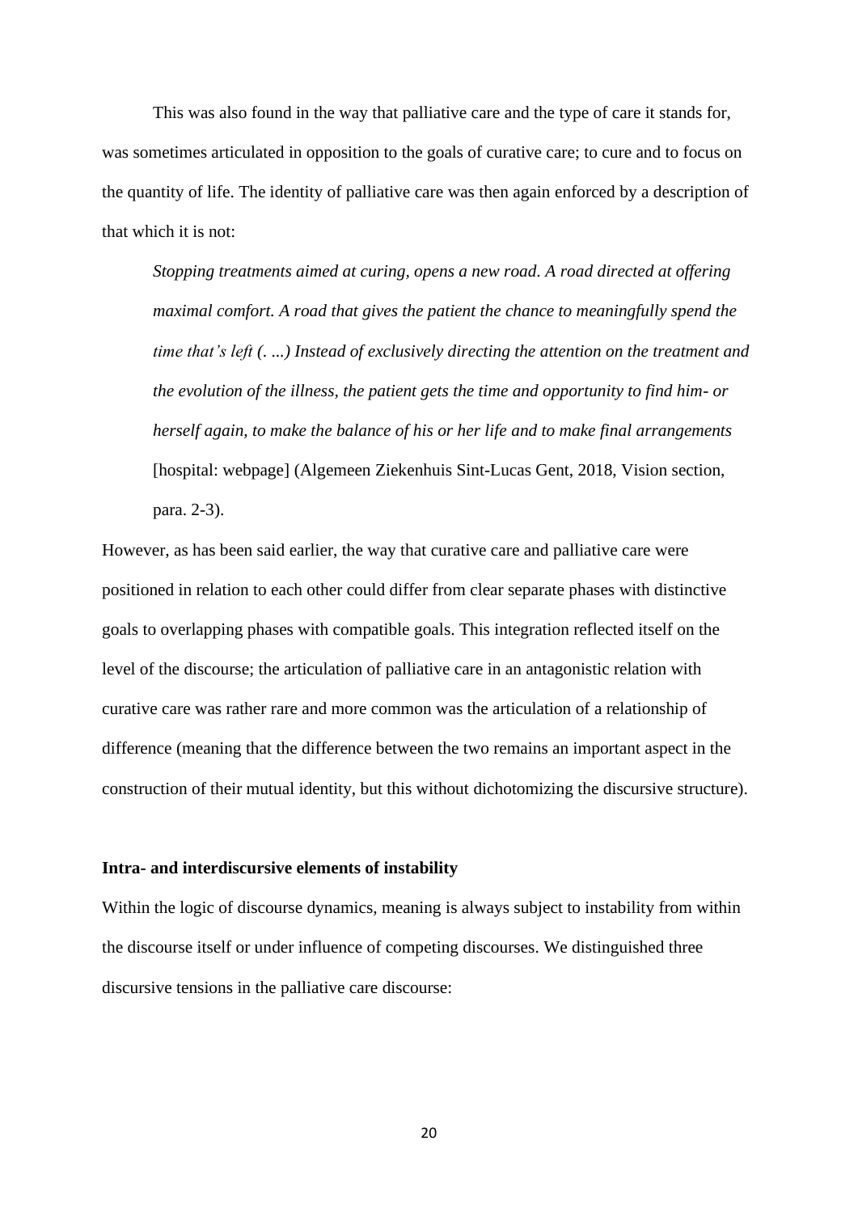This was also found in the way that palliative care and the type of care it stands for, was sometimes articulated in opposition to the goals of curative care; to cure and to focus on the quantity of life. The identity of palliative care was then again enforced by a description of that which it is not:

> *Stopping treatments aimed at curing, opens a new road. A road directed at offering maximal comfort. A road that gives the patient the chance to meaningfully spend the time that's left (. ...) Instead of exclusively directing the attention on the treatment and the evolution of the illness, the patient gets the time and opportunity to find him- or herself again, to make the balance of his or her life and to make final arrangements* [hospital: webpage] (Algemeen Ziekenhuis Sint-Lucas Gent, 2018, Vision section, para. 2-3).

However, as has been said earlier, the way that curative care and palliative care were positioned in relation to each other could differ from clear separate phases with distinctive goals to overlapping phases with compatible goals. This integration reflected itself on the level of the discourse; the articulation of palliative care in an antagonistic relation with curative care was rather rare and more common was the articulation of a relationship of difference (meaning that the difference between the two remains an important aspect in the construction of their mutual identity, but this without dichotomizing the discursive structure).

**Intra- and interdiscursive elements of instability**

Within the logic of discourse dynamics, meaning is always subject to instability from within the discourse itself or under influence of competing discourses. We distinguished three discursive tensions in the palliative care discourse: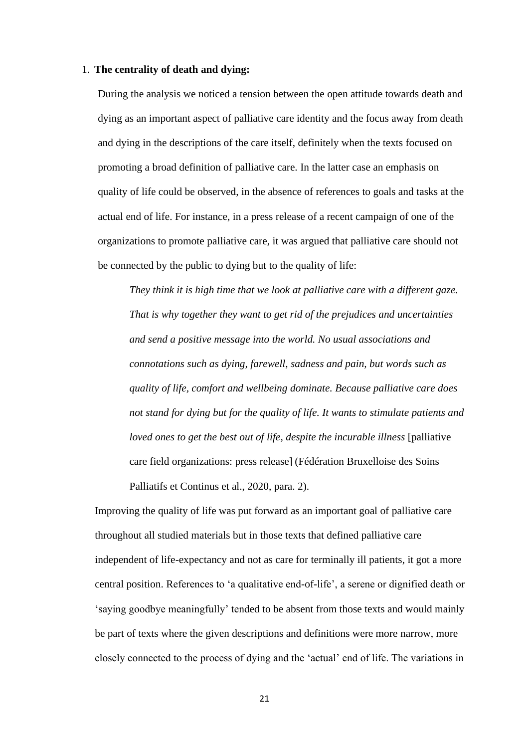1. **The centrality of death and dying:**

During the analysis we noticed a tension between the open attitude towards death and dying as an important aspect of palliative care identity and the focus away from death and dying in the descriptions of the care itself, definitely when the texts focused on promoting a broad definition of palliative care. In the latter case an emphasis on quality of life could be observed, in the absence of references to goals and tasks at the actual end of life. For instance, in a press release of a recent campaign of one of the organizations to promote palliative care, it was argued that palliative care should not be connected by the public to dying but to the quality of life:

> *They think it is high time that we look at palliative care with a different gaze. That is why together they want to get rid of the prejudices and uncertainties and send a positive message into the world. No usual associations and connotations such as dying, farewell, sadness and pain, but words such as quality of life, comfort and wellbeing dominate. Because palliative care does not stand for dying but for the quality of life. It wants to stimulate patients and loved ones to get the best out of life, despite the incurable illness* [palliative care field organizations: press release] (Fédération Bruxelloise des Soins Palliatifs et Continus et al., 2020, para. 2).

Improving the quality of life was put forward as an important goal of palliative care throughout all studied materials but in those texts that defined palliative care independent of life-expectancy and not as care for terminally ill patients, it got a more central position. References to 'a qualitative end-of-life', a serene or dignified death or 'saying goodbye meaningfully' tended to be absent from those texts and would mainly be part of texts where the given descriptions and definitions were more narrow, more closely connected to the process of dying and the 'actual' end of life. The variations in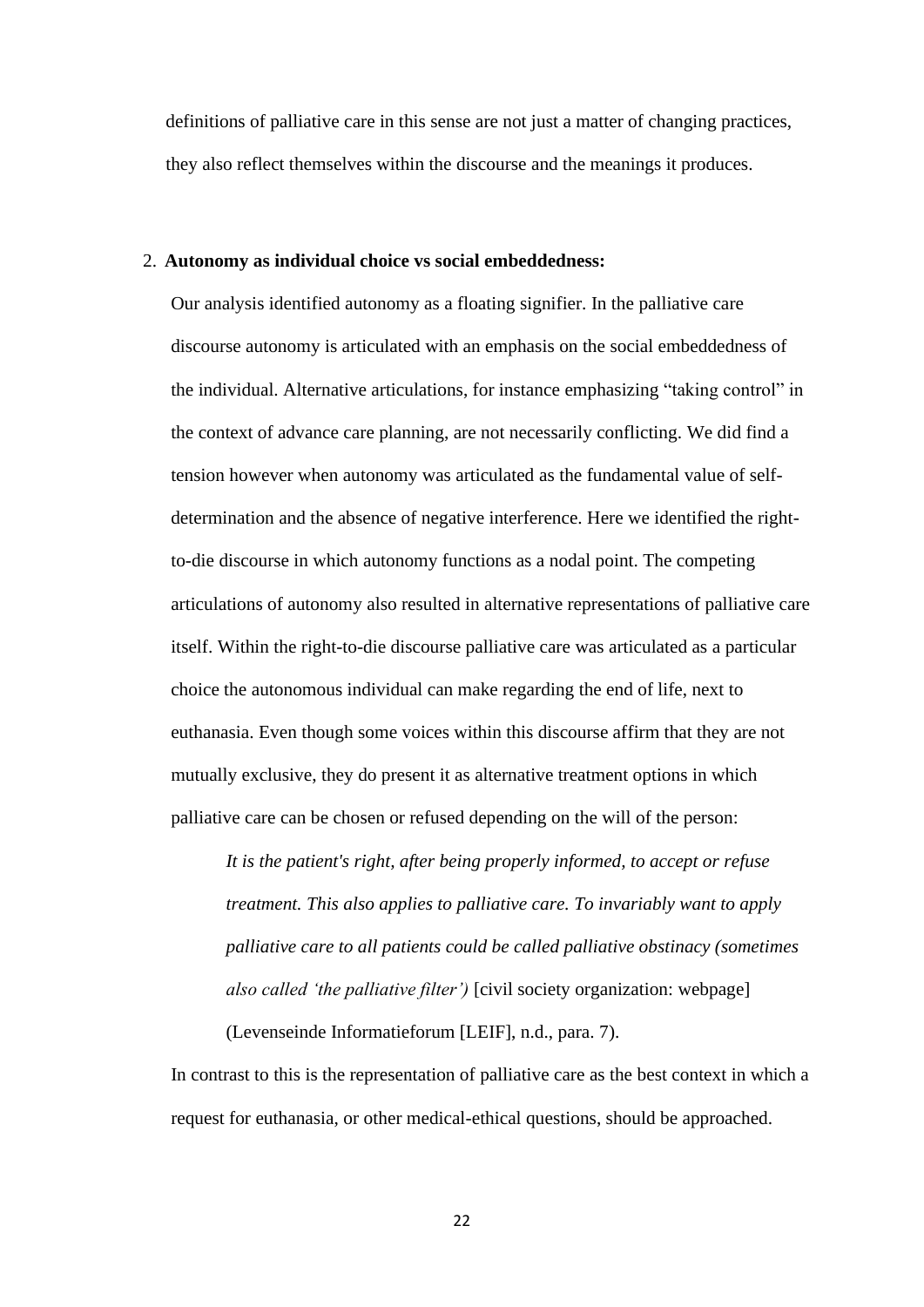definitions of palliative care in this sense are not just a matter of changing practices, they also reflect themselves within the discourse and the meanings it produces.

2. **Autonomy as individual choice vs social embeddedness:**

Our analysis identified autonomy as a floating signifier. In the palliative care discourse autonomy is articulated with an emphasis on the social embeddedness of the individual. Alternative articulations, for instance emphasizing "taking control" in the context of advance care planning, are not necessarily conflicting. We did find a tension however when autonomy was articulated as the fundamental value of self-determination and the absence of negative interference. Here we identified the right-to-die discourse in which autonomy functions as a nodal point. The competing articulations of autonomy also resulted in alternative representations of palliative care itself. Within the right-to-die discourse palliative care was articulated as a particular choice the autonomous individual can make regarding the end of life, next to euthanasia. Even though some voices within this discourse affirm that they are not mutually exclusive, they do present it as alternative treatment options in which palliative care can be chosen or refused depending on the will of the person:

> *It is the patient's right, after being properly informed, to accept or refuse treatment. This also applies to palliative care. To invariably want to apply palliative care to all patients could be called palliative obstinacy (sometimes also called 'the palliative filter')* [civil society organization: webpage] (Levenseinde Informatieforum [LEIF], n.d., para. 7).

In contrast to this is the representation of palliative care as the best context in which a request for euthanasia, or other medical-ethical questions, should be approached.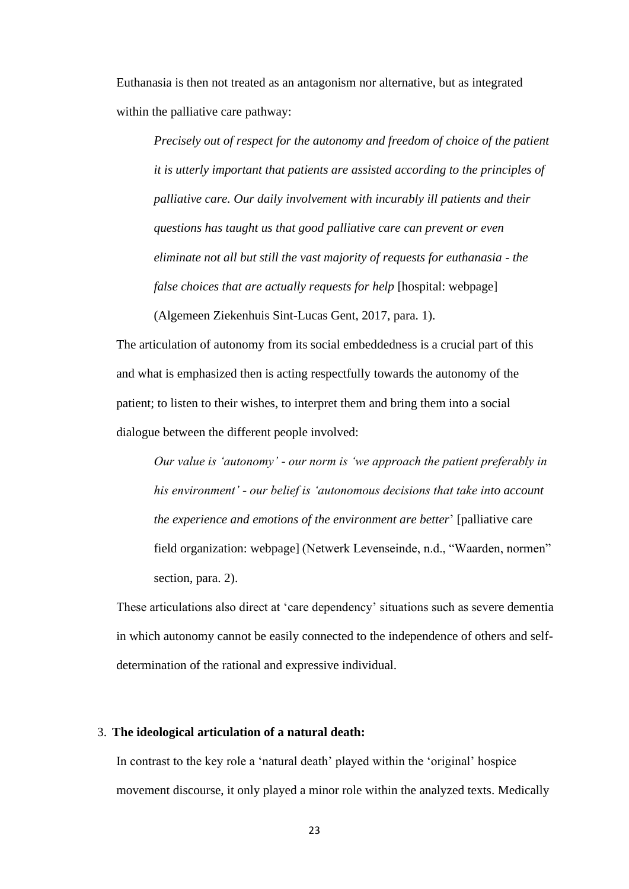Euthanasia is then not treated as an antagonism nor alternative, but as integrated within the palliative care pathway:

> *Precisely out of respect for the autonomy and freedom of choice of the patient it is utterly important that patients are assisted according to the principles of palliative care. Our daily involvement with incurably ill patients and their questions has taught us that good palliative care can prevent or even eliminate not all but still the vast majority of requests for euthanasia - the false choices that are actually requests for help* [hospital: webpage] (Algemeen Ziekenhuis Sint-Lucas Gent, 2017, para. 1).

The articulation of autonomy from its social embeddedness is a crucial part of this and what is emphasized then is acting respectfully towards the autonomy of the patient; to listen to their wishes, to interpret them and bring them into a social dialogue between the different people involved:

> *Our value is 'autonomy' - our norm is 'we approach the patient preferably in his environment' - our belief is 'autonomous decisions that take into account the experience and emotions of the environment are better*' [palliative care field organization: webpage] (Netwerk Levenseinde, n.d., "Waarden, normen" section, para. 2).

These articulations also direct at 'care dependency' situations such as severe dementia in which autonomy cannot be easily connected to the independence of others and self-determination of the rational and expressive individual.

3. **The ideological articulation of a natural death:**

In contrast to the key role a 'natural death' played within the 'original' hospice movement discourse, it only played a minor role within the analyzed texts. Medically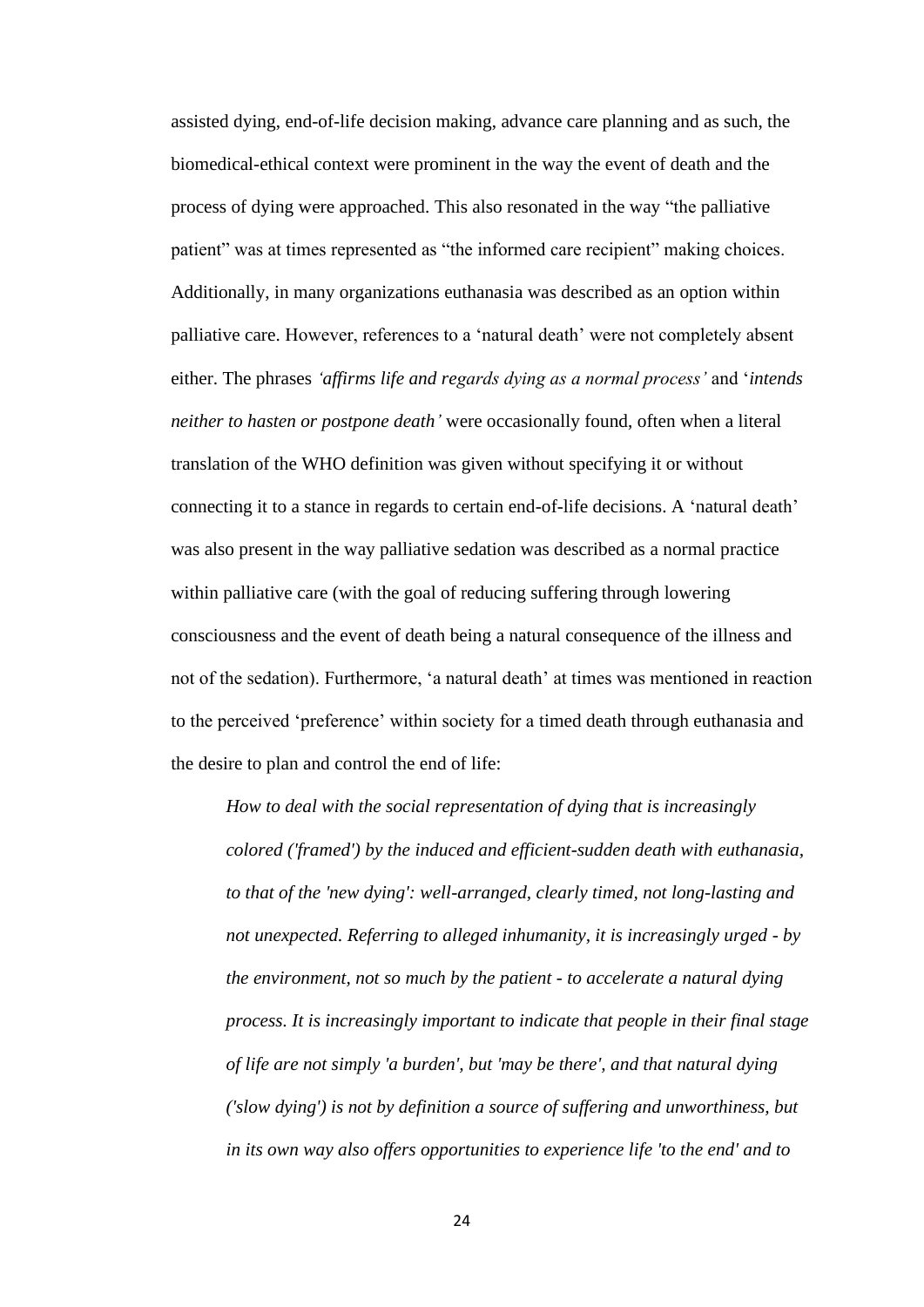assisted dying, end-of-life decision making, advance care planning and as such, the biomedical-ethical context were prominent in the way the event of death and the process of dying were approached. This also resonated in the way "the palliative patient" was at times represented as "the informed care recipient" making choices. Additionally, in many organizations euthanasia was described as an option within palliative care. However, references to a 'natural death' were not completely absent either. The phrases *'affirms life and regards dying as a normal process'* and '*intends neither to hasten or postpone death'* were occasionally found, often when a literal translation of the WHO definition was given without specifying it or without connecting it to a stance in regards to certain end-of-life decisions. A 'natural death' was also present in the way palliative sedation was described as a normal practice within palliative care (with the goal of reducing suffering through lowering consciousness and the event of death being a natural consequence of the illness and not of the sedation). Furthermore, 'a natural death' at times was mentioned in reaction to the perceived 'preference' within society for a timed death through euthanasia and the desire to plan and control the end of life:

> *How to deal with the social representation of dying that is increasingly colored ('framed') by the induced and efficient-sudden death with euthanasia, to that of the 'new dying': well-arranged, clearly timed, not long-lasting and not unexpected. Referring to alleged inhumanity, it is increasingly urged - by the environment, not so much by the patient - to accelerate a natural dying process. It is increasingly important to indicate that people in their final stage of life are not simply 'a burden', but 'may be there', and that natural dying ('slow dying') is not by definition a source of suffering and unworthiness, but in its own way also offers opportunities to experience life 'to the end' and to*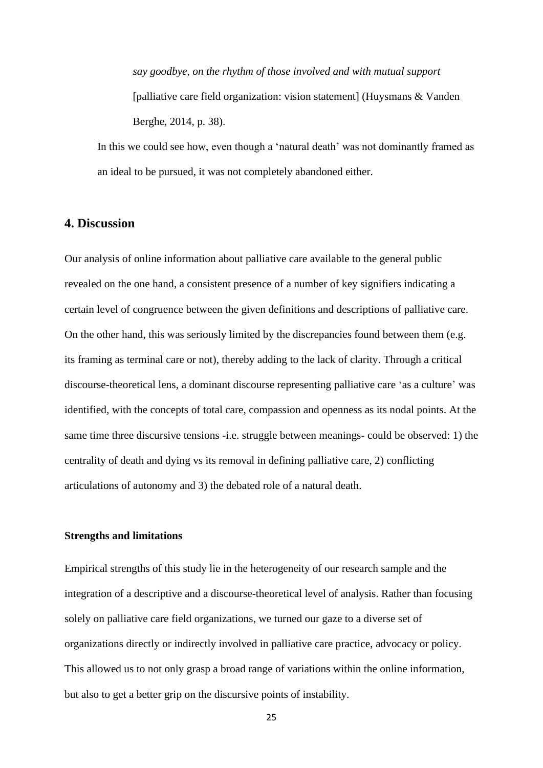> *say goodbye, on the rhythm of those involved and with mutual support* [palliative care field organization: vision statement] (Huysmans & Vanden Berghe, 2014, p. 38).

In this we could see how, even though a 'natural death' was not dominantly framed as an ideal to be pursued, it was not completely abandoned either.

## 4. Discussion

Our analysis of online information about palliative care available to the general public revealed on the one hand, a consistent presence of a number of key signifiers indicating a certain level of congruence between the given definitions and descriptions of palliative care. On the other hand, this was seriously limited by the discrepancies found between them (e.g. its framing as terminal care or not), thereby adding to the lack of clarity. Through a critical discourse-theoretical lens, a dominant discourse representing palliative care 'as a culture' was identified, with the concepts of total care, compassion and openness as its nodal points. At the same time three discursive tensions -i.e. struggle between meanings- could be observed: 1) the centrality of death and dying vs its removal in defining palliative care, 2) conflicting articulations of autonomy and 3) the debated role of a natural death.

### Strengths and limitations

Empirical strengths of this study lie in the heterogeneity of our research sample and the integration of a descriptive and a discourse-theoretical level of analysis. Rather than focusing solely on palliative care field organizations, we turned our gaze to a diverse set of organizations directly or indirectly involved in palliative care practice, advocacy or policy. This allowed us to not only grasp a broad range of variations within the online information, but also to get a better grip on the discursive points of instability.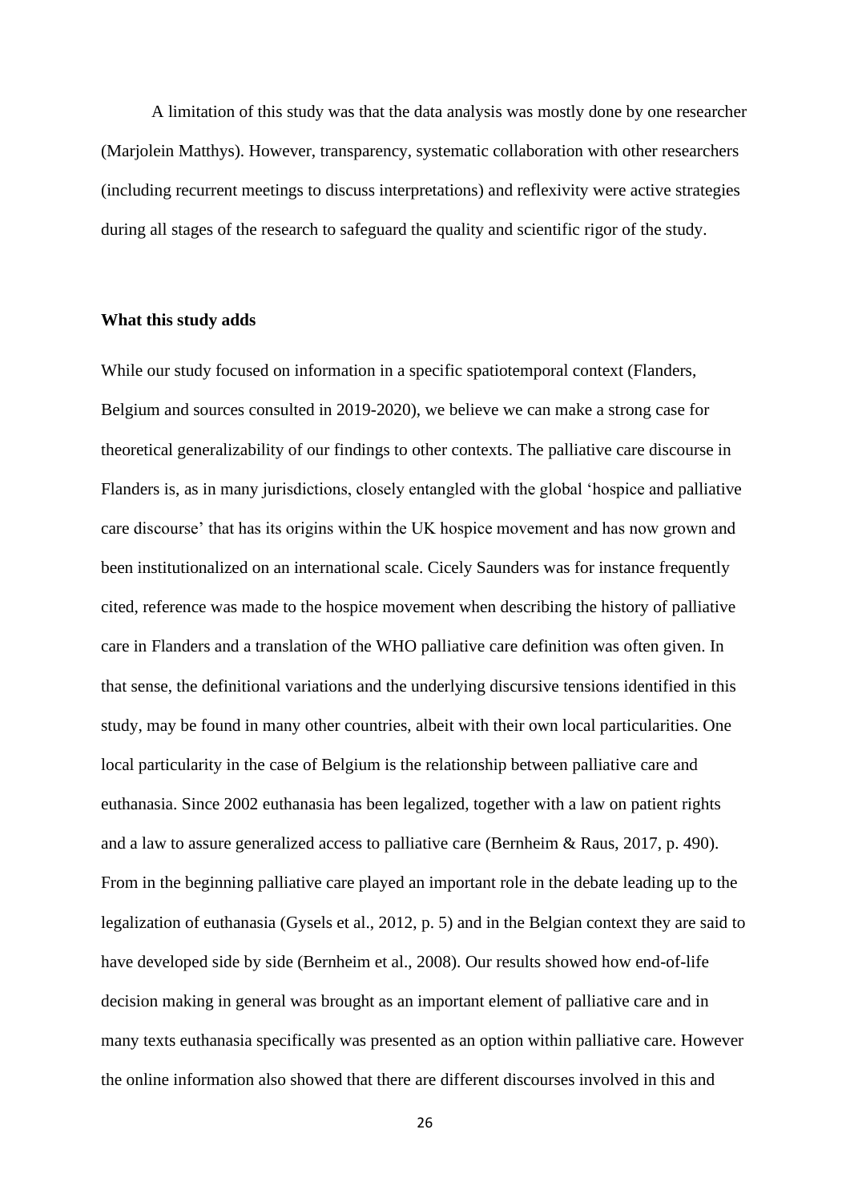A limitation of this study was that the data analysis was mostly done by one researcher (Marjolein Matthys). However, transparency, systematic collaboration with other researchers (including recurrent meetings to discuss interpretations) and reflexivity were active strategies during all stages of the research to safeguard the quality and scientific rigor of the study.

**What this study adds**

While our study focused on information in a specific spatiotemporal context (Flanders, Belgium and sources consulted in 2019-2020), we believe we can make a strong case for theoretical generalizability of our findings to other contexts. The palliative care discourse in Flanders is, as in many jurisdictions, closely entangled with the global 'hospice and palliative care discourse' that has its origins within the UK hospice movement and has now grown and been institutionalized on an international scale. Cicely Saunders was for instance frequently cited, reference was made to the hospice movement when describing the history of palliative care in Flanders and a translation of the WHO palliative care definition was often given. In that sense, the definitional variations and the underlying discursive tensions identified in this study, may be found in many other countries, albeit with their own local particularities. One local particularity in the case of Belgium is the relationship between palliative care and euthanasia. Since 2002 euthanasia has been legalized, together with a law on patient rights and a law to assure generalized access to palliative care (Bernheim & Raus, 2017, p. 490). From in the beginning palliative care played an important role in the debate leading up to the legalization of euthanasia (Gysels et al., 2012, p. 5) and in the Belgian context they are said to have developed side by side (Bernheim et al., 2008). Our results showed how end-of-life decision making in general was brought as an important element of palliative care and in many texts euthanasia specifically was presented as an option within palliative care. However the online information also showed that there are different discourses involved in this and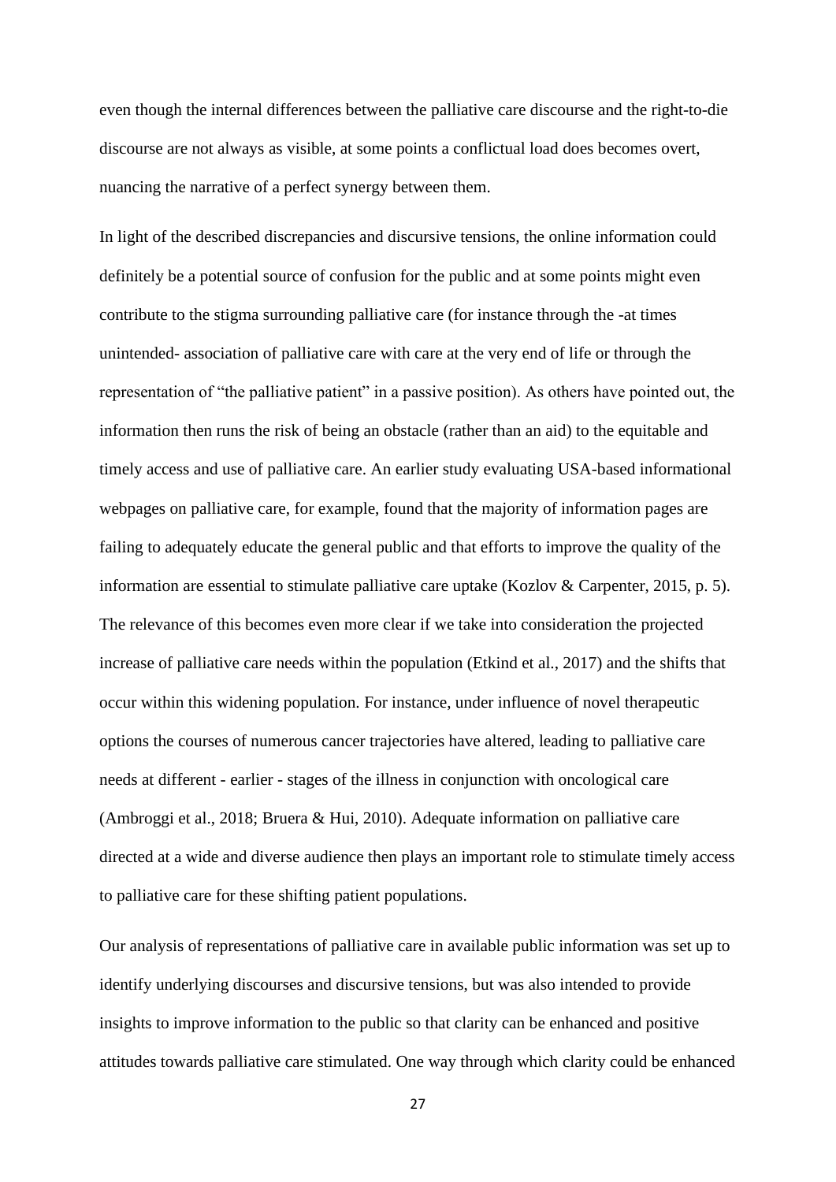even though the internal differences between the palliative care discourse and the right-to-die discourse are not always as visible, at some points a conflictual load does becomes overt, nuancing the narrative of a perfect synergy between them.

In light of the described discrepancies and discursive tensions, the online information could definitely be a potential source of confusion for the public and at some points might even contribute to the stigma surrounding palliative care (for instance through the -at times unintended- association of palliative care with care at the very end of life or through the representation of "the palliative patient" in a passive position). As others have pointed out, the information then runs the risk of being an obstacle (rather than an aid) to the equitable and timely access and use of palliative care. An earlier study evaluating USA-based informational webpages on palliative care, for example, found that the majority of information pages are failing to adequately educate the general public and that efforts to improve the quality of the information are essential to stimulate palliative care uptake (Kozlov & Carpenter, 2015, p. 5). The relevance of this becomes even more clear if we take into consideration the projected increase of palliative care needs within the population (Etkind et al., 2017) and the shifts that occur within this widening population. For instance, under influence of novel therapeutic options the courses of numerous cancer trajectories have altered, leading to palliative care needs at different - earlier - stages of the illness in conjunction with oncological care (Ambroggi et al., 2018; Bruera & Hui, 2010). Adequate information on palliative care directed at a wide and diverse audience then plays an important role to stimulate timely access to palliative care for these shifting patient populations.

Our analysis of representations of palliative care in available public information was set up to identify underlying discourses and discursive tensions, but was also intended to provide insights to improve information to the public so that clarity can be enhanced and positive attitudes towards palliative care stimulated. One way through which clarity could be enhanced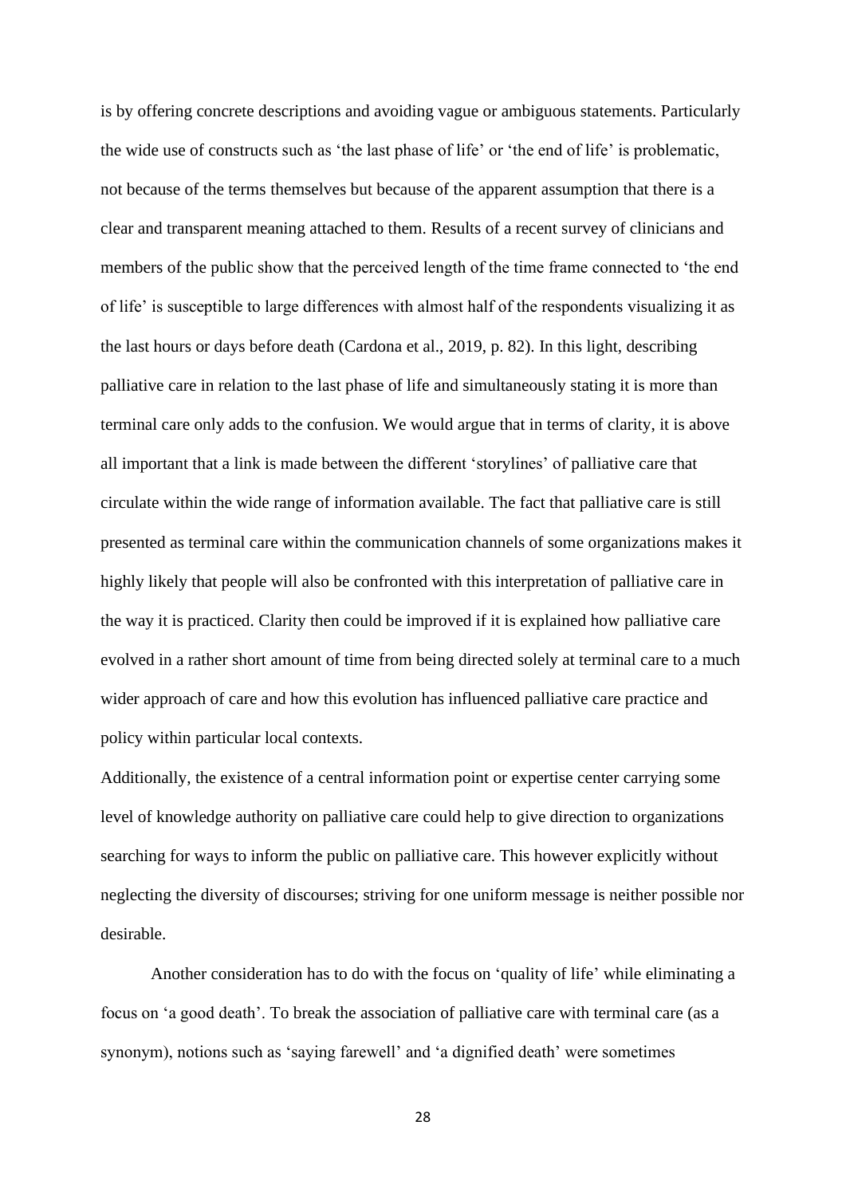is by offering concrete descriptions and avoiding vague or ambiguous statements. Particularly the wide use of constructs such as 'the last phase of life' or 'the end of life' is problematic, not because of the terms themselves but because of the apparent assumption that there is a clear and transparent meaning attached to them. Results of a recent survey of clinicians and members of the public show that the perceived length of the time frame connected to 'the end of life' is susceptible to large differences with almost half of the respondents visualizing it as the last hours or days before death (Cardona et al., 2019, p. 82). In this light, describing palliative care in relation to the last phase of life and simultaneously stating it is more than terminal care only adds to the confusion. We would argue that in terms of clarity, it is above all important that a link is made between the different 'storylines' of palliative care that circulate within the wide range of information available. The fact that palliative care is still presented as terminal care within the communication channels of some organizations makes it highly likely that people will also be confronted with this interpretation of palliative care in the way it is practiced. Clarity then could be improved if it is explained how palliative care evolved in a rather short amount of time from being directed solely at terminal care to a much wider approach of care and how this evolution has influenced palliative care practice and policy within particular local contexts.

Additionally, the existence of a central information point or expertise center carrying some level of knowledge authority on palliative care could help to give direction to organizations searching for ways to inform the public on palliative care. This however explicitly without neglecting the diversity of discourses; striving for one uniform message is neither possible nor desirable.

Another consideration has to do with the focus on 'quality of life' while eliminating a focus on 'a good death'. To break the association of palliative care with terminal care (as a synonym), notions such as 'saying farewell' and 'a dignified death' were sometimes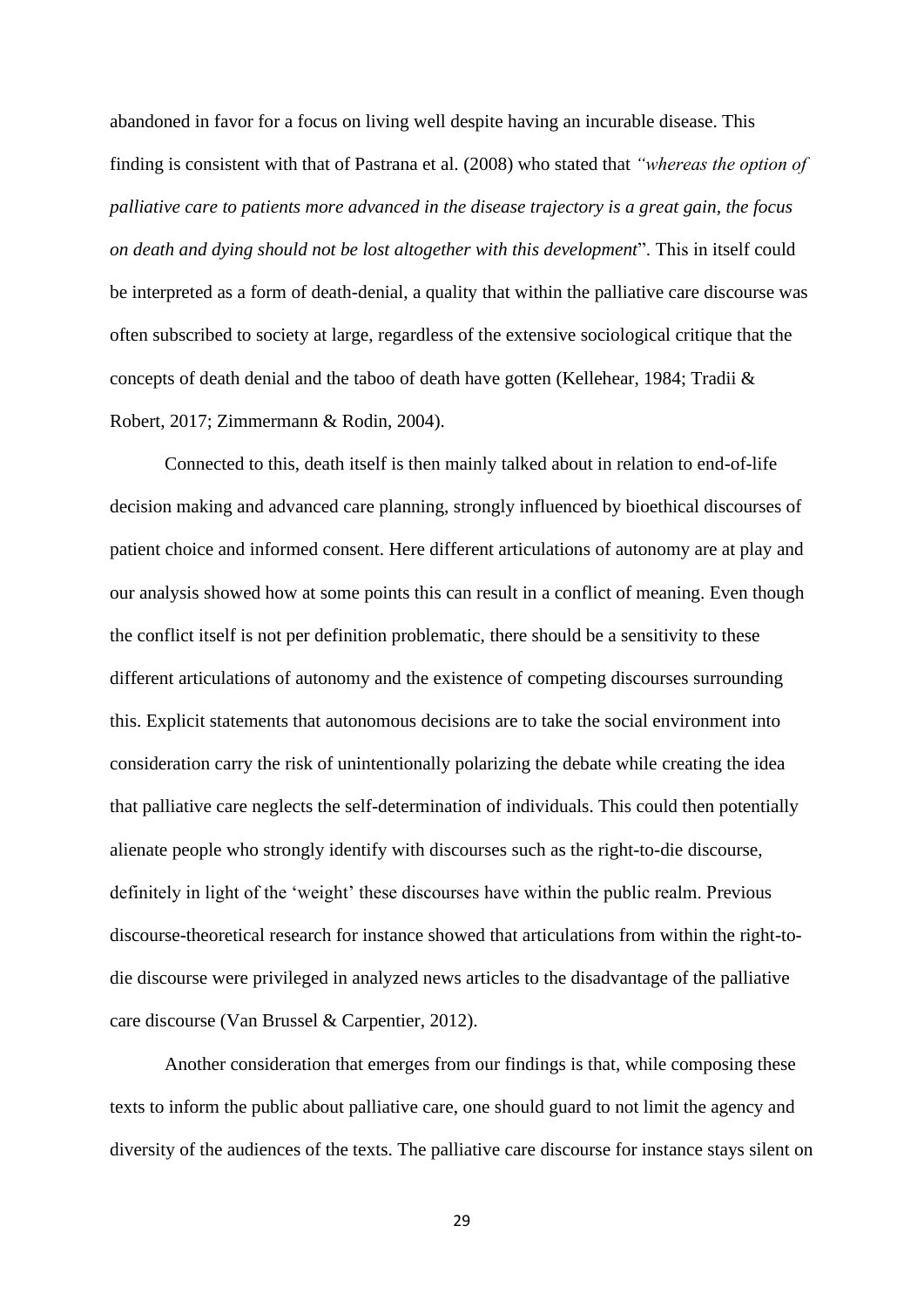abandoned in favor for a focus on living well despite having an incurable disease. This finding is consistent with that of Pastrana et al. (2008) who stated that *"whereas the option of palliative care to patients more advanced in the disease trajectory is a great gain, the focus on death and dying should not be lost altogether with this development*". This in itself could be interpreted as a form of death-denial, a quality that within the palliative care discourse was often subscribed to society at large, regardless of the extensive sociological critique that the concepts of death denial and the taboo of death have gotten (Kellehear, 1984; Tradii & Robert, 2017; Zimmermann & Rodin, 2004).

Connected to this, death itself is then mainly talked about in relation to end-of-life decision making and advanced care planning, strongly influenced by bioethical discourses of patient choice and informed consent. Here different articulations of autonomy are at play and our analysis showed how at some points this can result in a conflict of meaning. Even though the conflict itself is not per definition problematic, there should be a sensitivity to these different articulations of autonomy and the existence of competing discourses surrounding this. Explicit statements that autonomous decisions are to take the social environment into consideration carry the risk of unintentionally polarizing the debate while creating the idea that palliative care neglects the self-determination of individuals. This could then potentially alienate people who strongly identify with discourses such as the right-to-die discourse, definitely in light of the 'weight' these discourses have within the public realm. Previous discourse-theoretical research for instance showed that articulations from within the right-to-die discourse were privileged in analyzed news articles to the disadvantage of the palliative care discourse (Van Brussel & Carpentier, 2012).

Another consideration that emerges from our findings is that, while composing these texts to inform the public about palliative care, one should guard to not limit the agency and diversity of the audiences of the texts. The palliative care discourse for instance stays silent on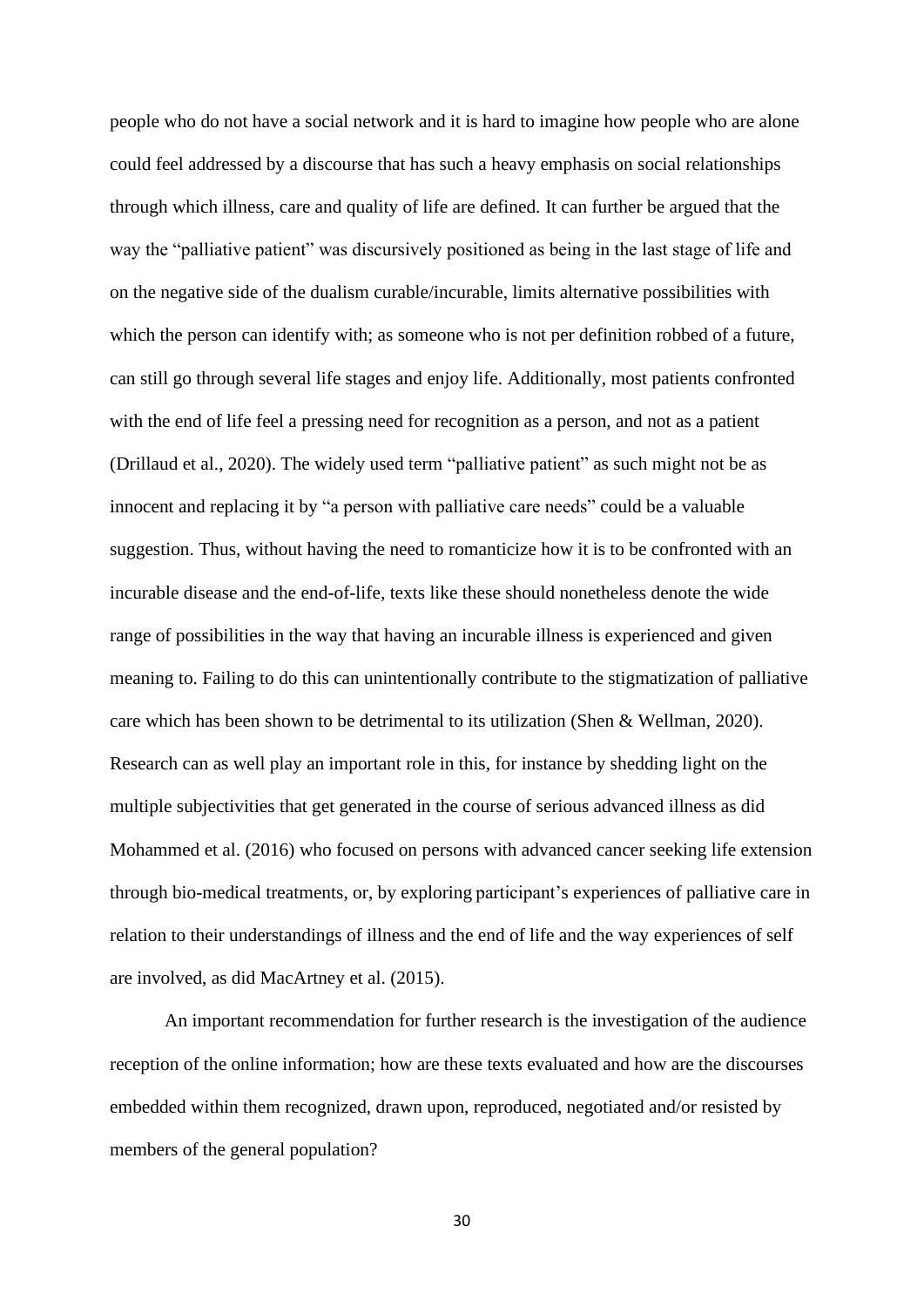people who do not have a social network and it is hard to imagine how people who are alone could feel addressed by a discourse that has such a heavy emphasis on social relationships through which illness, care and quality of life are defined. It can further be argued that the way the "palliative patient" was discursively positioned as being in the last stage of life and on the negative side of the dualism curable/incurable, limits alternative possibilities with which the person can identify with; as someone who is not per definition robbed of a future, can still go through several life stages and enjoy life. Additionally, most patients confronted with the end of life feel a pressing need for recognition as a person, and not as a patient (Drillaud et al., 2020). The widely used term "palliative patient" as such might not be as innocent and replacing it by "a person with palliative care needs" could be a valuable suggestion. Thus, without having the need to romanticize how it is to be confronted with an incurable disease and the end-of-life, texts like these should nonetheless denote the wide range of possibilities in the way that having an incurable illness is experienced and given meaning to. Failing to do this can unintentionally contribute to the stigmatization of palliative care which has been shown to be detrimental to its utilization (Shen & Wellman, 2020). Research can as well play an important role in this, for instance by shedding light on the multiple subjectivities that get generated in the course of serious advanced illness as did Mohammed et al. (2016) who focused on persons with advanced cancer seeking life extension through bio-medical treatments, or, by exploring participant's experiences of palliative care in relation to their understandings of illness and the end of life and the way experiences of self are involved, as did MacArtney et al. (2015).

An important recommendation for further research is the investigation of the audience reception of the online information; how are these texts evaluated and how are the discourses embedded within them recognized, drawn upon, reproduced, negotiated and/or resisted by members of the general population?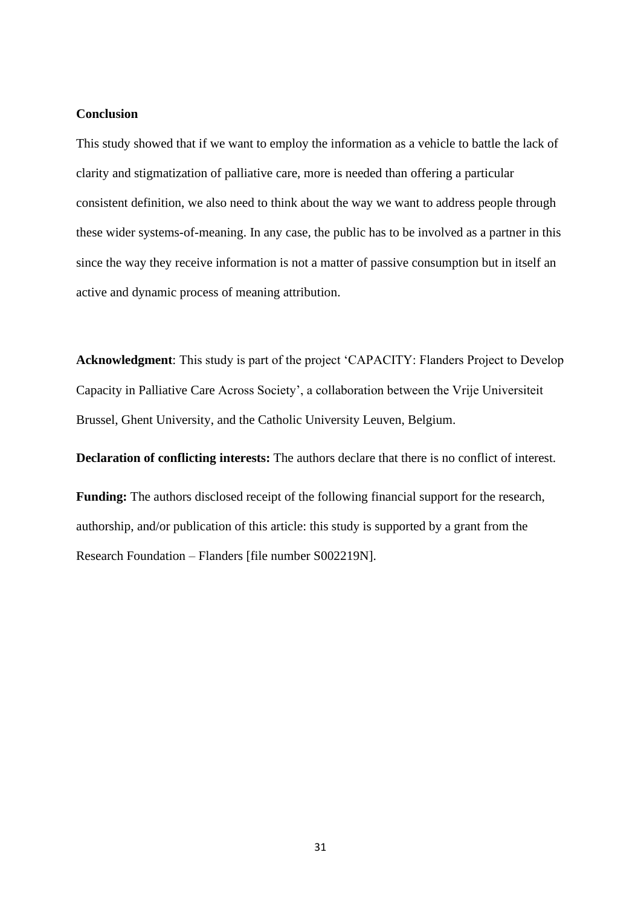## Conclusion

This study showed that if we want to employ the information as a vehicle to battle the lack of clarity and stigmatization of palliative care, more is needed than offering a particular consistent definition, we also need to think about the way we want to address people through these wider systems-of-meaning. In any case, the public has to be involved as a partner in this since the way they receive information is not a matter of passive consumption but in itself an active and dynamic process of meaning attribution.

**Acknowledgment**: This study is part of the project 'CAPACITY: Flanders Project to Develop Capacity in Palliative Care Across Society', a collaboration between the Vrije Universiteit Brussel, Ghent University, and the Catholic University Leuven, Belgium.

**Declaration of conflicting interests:** The authors declare that there is no conflict of interest.

**Funding:** The authors disclosed receipt of the following financial support for the research, authorship, and/or publication of this article: this study is supported by a grant from the Research Foundation – Flanders [file number S002219N].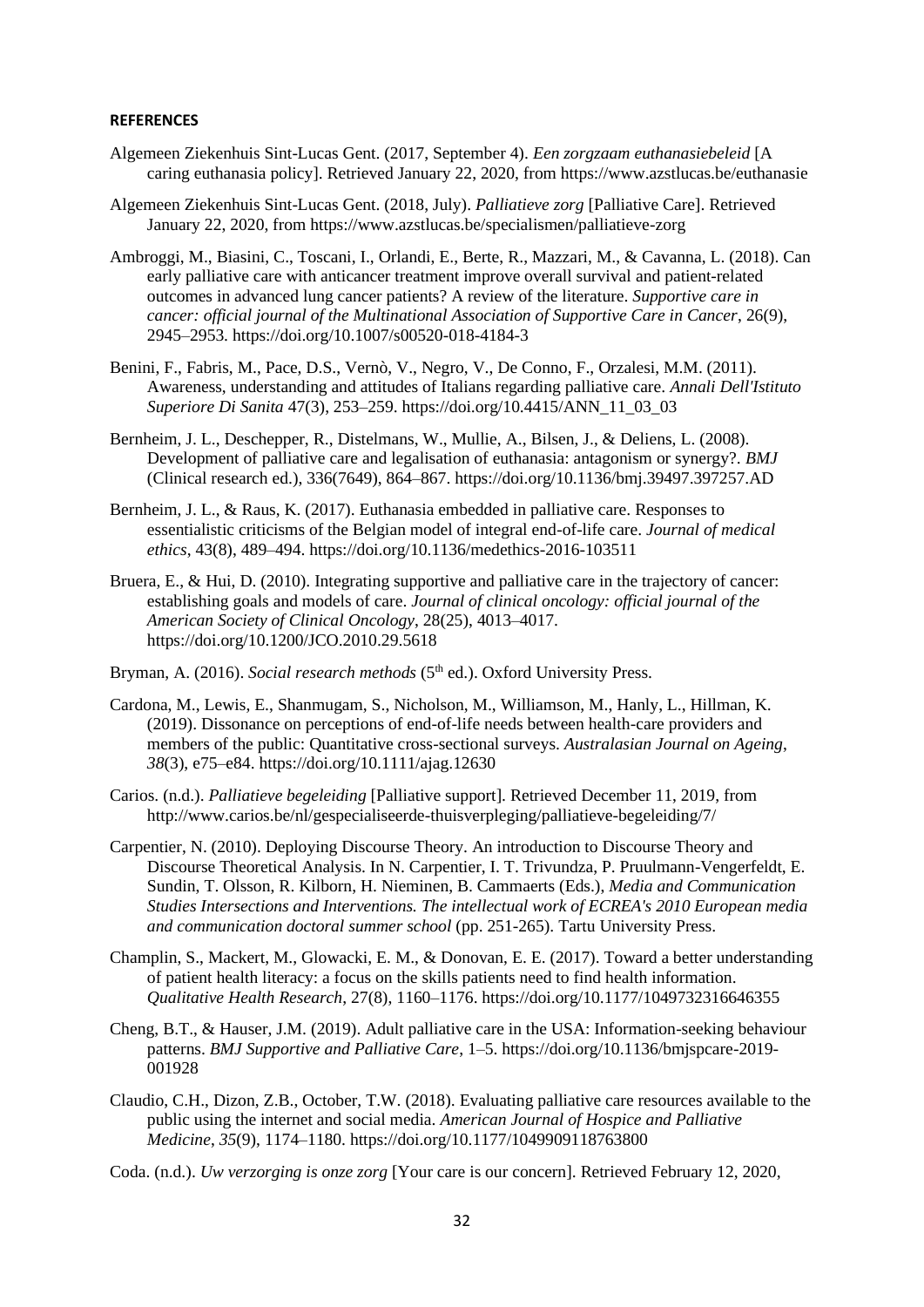**REFERENCES**

Algemeen Ziekenhuis Sint-Lucas Gent. (2017, September 4). *Een zorgzaam euthanasiebeleid* [A caring euthanasia policy]. Retrieved January 22, 2020, from https://www.azstlucas.be/euthanasie

Algemeen Ziekenhuis Sint-Lucas Gent. (2018, July). *Palliatieve zorg* [Palliative Care]. Retrieved January 22, 2020, from https://www.azstlucas.be/specialismen/palliatieve-zorg

Ambroggi, M., Biasini, C., Toscani, I., Orlandi, E., Berte, R., Mazzari, M., & Cavanna, L. (2018). Can early palliative care with anticancer treatment improve overall survival and patient-related outcomes in advanced lung cancer patients? A review of the literature. *Supportive care in cancer: official journal of the Multinational Association of Supportive Care in Cancer*, 26(9), 2945–2953. https://doi.org/10.1007/s00520-018-4184-3

Benini, F., Fabris, M., Pace, D.S., Vernò, V., Negro, V., De Conno, F., Orzalesi, M.M. (2011). Awareness, understanding and attitudes of Italians regarding palliative care. *Annali Dell'Istituto Superiore Di Sanita* 47(3), 253–259. https://doi.org/10.4415/ANN_11_03_03

Bernheim, J. L., Deschepper, R., Distelmans, W., Mullie, A., Bilsen, J., & Deliens, L. (2008). Development of palliative care and legalisation of euthanasia: antagonism or synergy?. *BMJ* (Clinical research ed.), 336(7649), 864–867. https://doi.org/10.1136/bmj.39497.397257.AD

Bernheim, J. L., & Raus, K. (2017). Euthanasia embedded in palliative care. Responses to essentialistic criticisms of the Belgian model of integral end-of-life care. *Journal of medical ethics*, 43(8), 489–494. https://doi.org/10.1136/medethics-2016-103511

Bruera, E., & Hui, D. (2010). Integrating supportive and palliative care in the trajectory of cancer: establishing goals and models of care. *Journal of clinical oncology: official journal of the American Society of Clinical Oncology*, 28(25), 4013–4017. https://doi.org/10.1200/JCO.2010.29.5618

Bryman, A. (2016). *Social research methods* (5th ed.). Oxford University Press.

Cardona, M., Lewis, E., Shanmugam, S., Nicholson, M., Williamson, M., Hanly, L., Hillman, K. (2019). Dissonance on perceptions of end-of-life needs between health-care providers and members of the public: Quantitative cross-sectional surveys. *Australasian Journal on Ageing*, *38*(3), e75–e84. https://doi.org/10.1111/ajag.12630

Carios. (n.d.). *Palliatieve begeleiding* [Palliative support]. Retrieved December 11, 2019, from http://www.carios.be/nl/gespecialiseerde-thuisverpleging/palliatieve-begeleiding/7/

Carpentier, N. (2010). Deploying Discourse Theory. An introduction to Discourse Theory and Discourse Theoretical Analysis. In N. Carpentier, I. T. Trivundza, P. Pruulmann-Vengerfeldt, E. Sundin, T. Olsson, R. Kilborn, H. Nieminen, B. Cammaerts (Eds.), *Media and Communication Studies Intersections and Interventions. The intellectual work of ECREA's 2010 European media and communication doctoral summer school* (pp. 251-265). Tartu University Press.

Champlin, S., Mackert, M., Glowacki, E. M., & Donovan, E. E. (2017). Toward a better understanding of patient health literacy: a focus on the skills patients need to find health information. *Qualitative Health Research*, 27(8), 1160–1176. https://doi.org/10.1177/1049732316646355

Cheng, B.T., & Hauser, J.M. (2019). Adult palliative care in the USA: Information-seeking behaviour patterns. *BMJ Supportive and Palliative Care*, 1–5. https://doi.org/10.1136/bmjspcare-2019-001928

Claudio, C.H., Dizon, Z.B., October, T.W. (2018). Evaluating palliative care resources available to the public using the internet and social media. *American Journal of Hospice and Palliative Medicine*, *35*(9), 1174–1180. https://doi.org/10.1177/1049909118763800

Coda. (n.d.). *Uw verzorging is onze zorg* [Your care is our concern]. Retrieved February 12, 2020,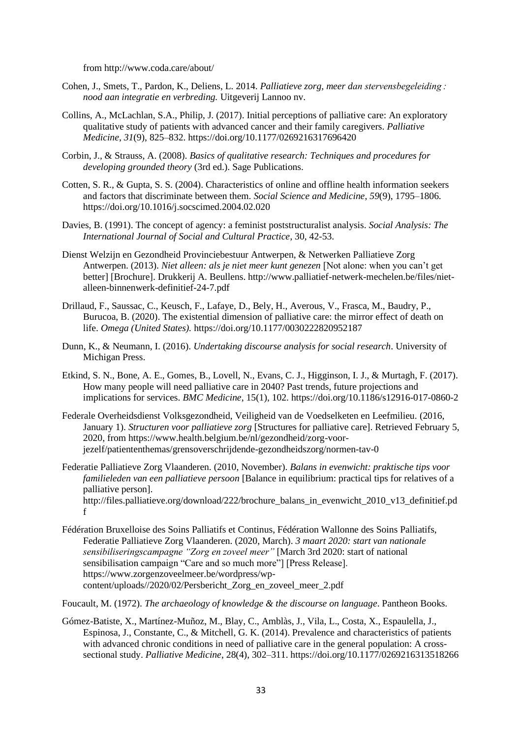from http://www.coda.care/about/

Cohen, J., Smets, T., Pardon, K., Deliens, L. 2014. *Palliatieve zorg, meer dan stervensbegeleiding : nood aan integratie en verbreding.* Uitgeverij Lannoo nv.

Collins, A., McLachlan, S.A., Philip, J. (2017). Initial perceptions of palliative care: An exploratory qualitative study of patients with advanced cancer and their family caregivers. *Palliative Medicine*, *31*(9), 825–832. https://doi.org/10.1177/0269216317696420

Corbin, J., & Strauss, A. (2008). *Basics of qualitative research: Techniques and procedures for developing grounded theory* (3rd ed.). Sage Publications.

Cotten, S. R., & Gupta, S. S. (2004). Characteristics of online and offline health information seekers and factors that discriminate between them. *Social Science and Medicine*, *59*(9), 1795–1806. https://doi.org/10.1016/j.socscimed.2004.02.020

Davies, B. (1991). The concept of agency: a feminist poststructuralist analysis. *Social Analysis: The International Journal of Social and Cultural Practice*, 30, 42-53.

Dienst Welzijn en Gezondheid Provinciebestuur Antwerpen, & Netwerken Palliatieve Zorg Antwerpen. (2013). *Niet alleen: als je niet meer kunt genezen* [Not alone: when you can't get better] [Brochure]. Drukkerij A. Beullens. http://www.palliatief-netwerk-mechelen.be/files/niet-alleen-binnenwerk-definitief-24-7.pdf

Drillaud, F., Saussac, C., Keusch, F., Lafaye, D., Bely, H., Averous, V., Frasca, M., Baudry, P., Burucoa, B. (2020). The existential dimension of palliative care: the mirror effect of death on life. *Omega (United States).* https://doi.org/10.1177/0030222820952187

Dunn, K., & Neumann, I. (2016). *Undertaking discourse analysis for social research*. University of Michigan Press.

Etkind, S. N., Bone, A. E., Gomes, B., Lovell, N., Evans, C. J., Higginson, I. J., & Murtagh, F. (2017). How many people will need palliative care in 2040? Past trends, future projections and implications for services. *BMC Medicine*, 15(1), 102. https://doi.org/10.1186/s12916-017-0860-2

Federale Overheidsdienst Volksgezondheid, Veiligheid van de Voedselketen en Leefmilieu. (2016, January 1). *Structuren voor palliatieve zorg* [Structures for palliative care]. Retrieved February 5, 2020, from https://www.health.belgium.be/nl/gezondheid/zorg-voor-jezelf/patiententhemas/grensoverschrijdende-gezondheidszorg/normen-tav-0

Federatie Palliatieve Zorg Vlaanderen. (2010, November). *Balans in evenwicht: praktische tips voor familieleden van een palliatieve persoon* [Balance in equilibrium: practical tips for relatives of a palliative person]. http://files.palliatieve.org/download/222/brochure_balans_in_evenwicht_2010_v13_definitief.pdf

Fédération Bruxelloise des Soins Palliatifs et Continus, Fédération Wallonne des Soins Palliatifs, Federatie Palliatieve Zorg Vlaanderen. (2020, March). *3 maart 2020: start van nationale sensibiliseringscampagne "Zorg en zoveel meer"* [March 3rd 2020: start of national sensibilisation campaign "Care and so much more"] [Press Release]. https://www.zorgenzoveelmeer.be/wordpress/wp-content/uploads//2020/02/Persbericht_Zorg_en_zoveel_meer_2.pdf

Foucault, M. (1972). *The archaeology of knowledge & the discourse on language*. Pantheon Books.

Gómez-Batiste, X., Martínez-Muñoz, M., Blay, C., Amblàs, J., Vila, L., Costa, X., Espaulella, J., Espinosa, J., Constante, C., & Mitchell, G. K. (2014). Prevalence and characteristics of patients with advanced chronic conditions in need of palliative care in the general population: A cross-sectional study. *Palliative Medicine*, 28(4), 302–311. https://doi.org/10.1177/0269216313518266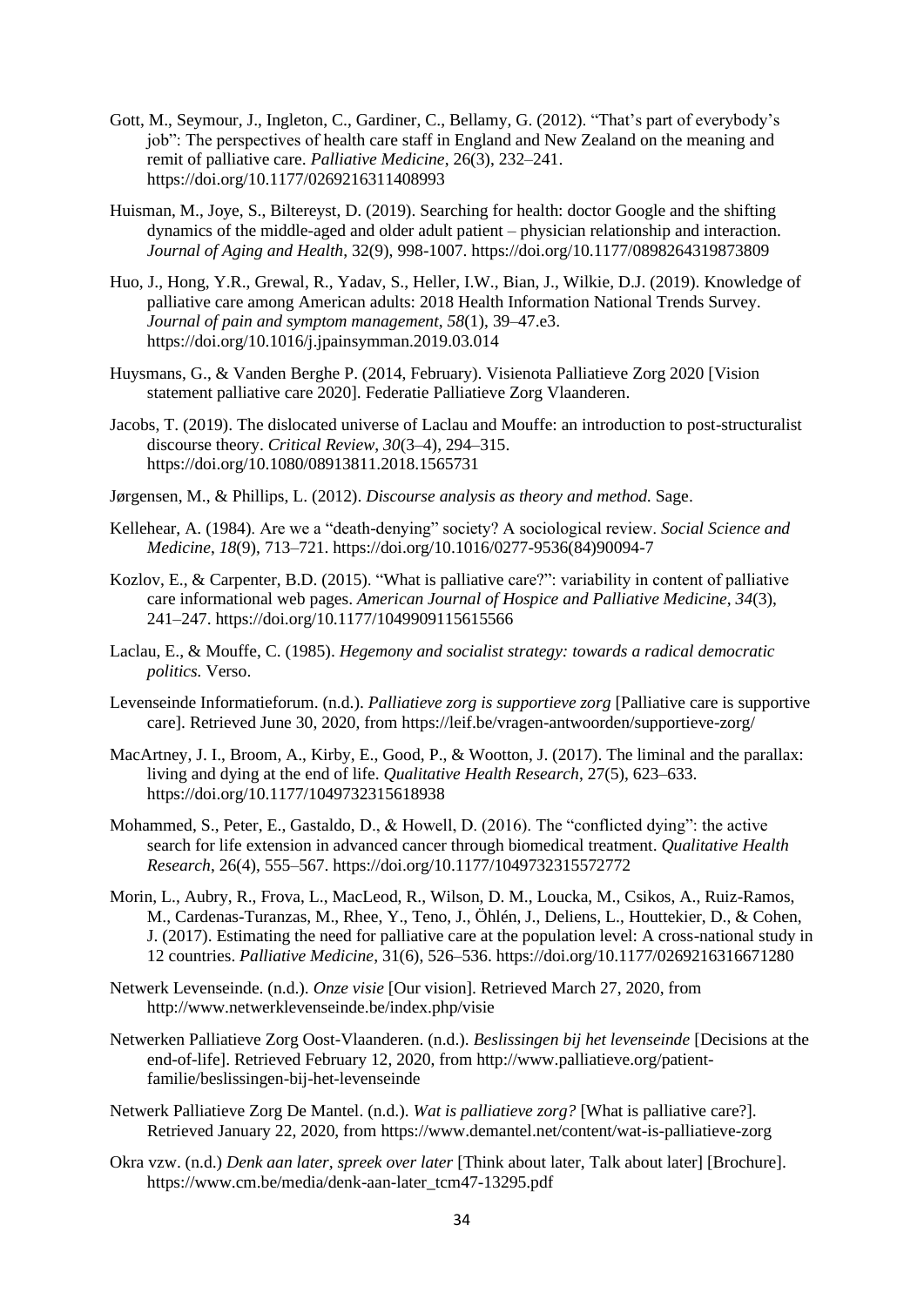Gott, M., Seymour, J., Ingleton, C., Gardiner, C., Bellamy, G. (2012). "That's part of everybody's job": The perspectives of health care staff in England and New Zealand on the meaning and remit of palliative care. *Palliative Medicine*, 26(3), 232–241. https://doi.org/10.1177/0269216311408993

Huisman, M., Joye, S., Biltereyst, D. (2019). Searching for health: doctor Google and the shifting dynamics of the middle-aged and older adult patient – physician relationship and interaction. *Journal of Aging and Health*, 32(9), 998-1007. https://doi.org/10.1177/0898264319873809

Huo, J., Hong, Y.R., Grewal, R., Yadav, S., Heller, I.W., Bian, J., Wilkie, D.J. (2019). Knowledge of palliative care among American adults: 2018 Health Information National Trends Survey. *Journal of pain and symptom management*, *58*(1), 39–47.e3. https://doi.org/10.1016/j.jpainsymman.2019.03.014

Huysmans, G., & Vanden Berghe P. (2014, February). Visienota Palliatieve Zorg 2020 [Vision statement palliative care 2020]. Federatie Palliatieve Zorg Vlaanderen.

Jacobs, T. (2019). The dislocated universe of Laclau and Mouffe: an introduction to post-structuralist discourse theory. *Critical Review*, *30*(3–4), 294–315. https://doi.org/10.1080/08913811.2018.1565731

Jørgensen, M., & Phillips, L. (2012). *Discourse analysis as theory and method.* Sage.

Kellehear, A. (1984). Are we a "death-denying" society? A sociological review. *Social Science and Medicine*, *18*(9), 713–721. https://doi.org/10.1016/0277-9536(84)90094-7

Kozlov, E., & Carpenter, B.D. (2015). "What is palliative care?": variability in content of palliative care informational web pages. *American Journal of Hospice and Palliative Medicine*, *34*(3), 241–247. https://doi.org/10.1177/1049909115615566

Laclau, E., & Mouffe, C. (1985). *Hegemony and socialist strategy: towards a radical democratic politics.* Verso.

Levenseinde Informatieforum. (n.d.). *Palliatieve zorg is supportieve zorg* [Palliative care is supportive care]. Retrieved June 30, 2020, from https://leif.be/vragen-antwoorden/supportieve-zorg/

MacArtney, J. I., Broom, A., Kirby, E., Good, P., & Wootton, J. (2017). The liminal and the parallax: living and dying at the end of life. *Qualitative Health Research*, 27(5), 623–633. https://doi.org/10.1177/1049732315618938

Mohammed, S., Peter, E., Gastaldo, D., & Howell, D. (2016). The "conflicted dying": the active search for life extension in advanced cancer through biomedical treatment. *Qualitative Health Research*, 26(4), 555–567. https://doi.org/10.1177/1049732315572772

Morin, L., Aubry, R., Frova, L., MacLeod, R., Wilson, D. M., Loucka, M., Csikos, A., Ruiz-Ramos, M., Cardenas-Turanzas, M., Rhee, Y., Teno, J., Öhlén, J., Deliens, L., Houttekier, D., & Cohen, J. (2017). Estimating the need for palliative care at the population level: A cross-national study in 12 countries. *Palliative Medicine*, 31(6), 526–536. https://doi.org/10.1177/0269216316671280

Netwerk Levenseinde. (n.d.). *Onze visie* [Our vision]. Retrieved March 27, 2020, from http://www.netwerklevenseinde.be/index.php/visie

Netwerken Palliatieve Zorg Oost-Vlaanderen. (n.d.). *Beslissingen bij het levenseinde* [Decisions at the end-of-life]. Retrieved February 12, 2020, from http://www.palliatieve.org/patient-familie/beslissingen-bij-het-levenseinde

Netwerk Palliatieve Zorg De Mantel. (n.d.). *Wat is palliatieve zorg?* [What is palliative care?]. Retrieved January 22, 2020, from https://www.demantel.net/content/wat-is-palliatieve-zorg

Okra vzw. (n.d.) *Denk aan later, spreek over later* [Think about later, Talk about later] [Brochure]. https://www.cm.be/media/denk-aan-later_tcm47-13295.pdf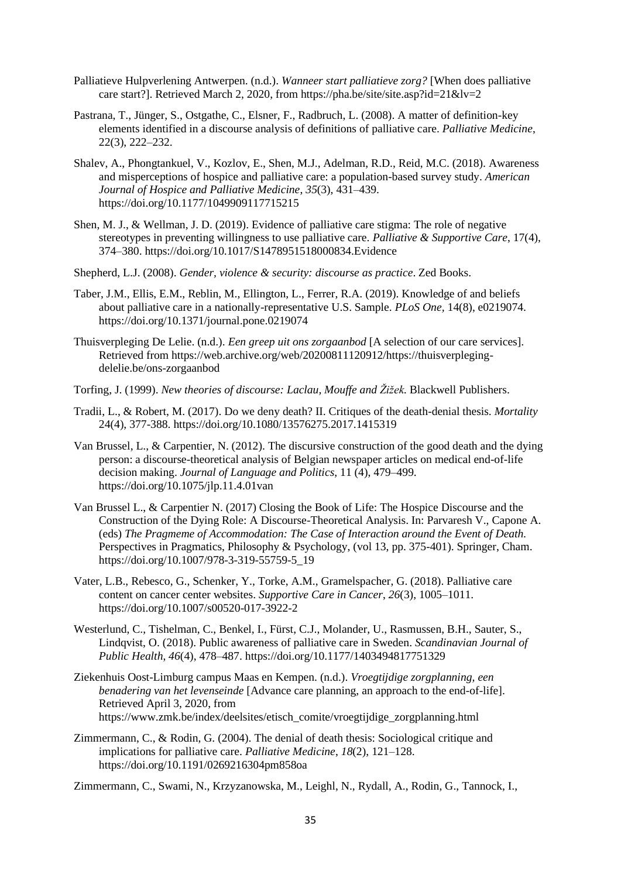Palliatieve Hulpverlening Antwerpen. (n.d.). *Wanneer start palliatieve zorg?* [When does palliative care start?]. Retrieved March 2, 2020, from https://pha.be/site/site.asp?id=21&lv=2

Pastrana, T., Jünger, S., Ostgathe, C., Elsner, F., Radbruch, L. (2008). A matter of definition-key elements identified in a discourse analysis of definitions of palliative care. *Palliative Medicine*, 22(3), 222–232.

Shalev, A., Phongtankuel, V., Kozlov, E., Shen, M.J., Adelman, R.D., Reid, M.C. (2018). Awareness and misperceptions of hospice and palliative care: a population-based survey study. *American Journal of Hospice and Palliative Medicine*, *35*(3), 431–439. https://doi.org/10.1177/1049909117715215

Shen, M. J., & Wellman, J. D. (2019). Evidence of palliative care stigma: The role of negative stereotypes in preventing willingness to use palliative care. *Palliative & Supportive Care*, 17(4), 374–380. https://doi.org/10.1017/S1478951518000834.Evidence

Shepherd, L.J. (2008). *Gender, violence & security: discourse as practice*. Zed Books.

Taber, J.M., Ellis, E.M., Reblin, M., Ellington, L., Ferrer, R.A. (2019). Knowledge of and beliefs about palliative care in a nationally-representative U.S. Sample. *PLoS One*, 14(8), e0219074. https://doi.org/10.1371/journal.pone.0219074

Thuisverpleging De Lelie. (n.d.). *Een greep uit ons zorgaanbod* [A selection of our care services]. Retrieved from https://web.archive.org/web/20200811120912/https://thuisverpleging-delelie.be/ons-zorgaanbod

Torfing, J. (1999). *New theories of discourse: Laclau, Mouffe and Žižek.* Blackwell Publishers.

Tradii, L., & Robert, M. (2017). Do we deny death? II. Critiques of the death-denial thesis. *Mortality* 24(4), 377-388. https://doi.org/10.1080/13576275.2017.1415319

Van Brussel, L., & Carpentier, N. (2012). The discursive construction of the good death and the dying person: a discourse-theoretical analysis of Belgian newspaper articles on medical end-of-life decision making. *Journal of Language and Politics*, 11 (4), 479–499. https://doi.org/10.1075/jlp.11.4.01van

Van Brussel L., & Carpentier N. (2017) Closing the Book of Life: The Hospice Discourse and the Construction of the Dying Role: A Discourse-Theoretical Analysis. In: Parvaresh V., Capone A. (eds) *The Pragmeme of Accommodation: The Case of Interaction around the Event of Death.* Perspectives in Pragmatics, Philosophy & Psychology, (vol 13, pp. 375-401). Springer, Cham. https://doi.org/10.1007/978-3-319-55759-5_19

Vater, L.B., Rebesco, G., Schenker, Y., Torke, A.M., Gramelspacher, G. (2018). Palliative care content on cancer center websites. *Supportive Care in Cancer*, *26*(3), 1005–1011. https://doi.org/10.1007/s00520-017-3922-2

Westerlund, C., Tishelman, C., Benkel, I., Fürst, C.J., Molander, U., Rasmussen, B.H., Sauter, S., Lindqvist, O. (2018). Public awareness of palliative care in Sweden. *Scandinavian Journal of Public Health*, *46*(4), 478–487. https://doi.org/10.1177/1403494817751329

Ziekenhuis Oost-Limburg campus Maas en Kempen. (n.d.). *Vroegtijdige zorgplanning, een benadering van het levenseinde* [Advance care planning, an approach to the end-of-life]. Retrieved April 3, 2020, from https://www.zmk.be/index/deelsites/etisch_comite/vroegtijdige_zorgplanning.html

Zimmermann, C., & Rodin, G. (2004). The denial of death thesis: Sociological critique and implications for palliative care. *Palliative Medicine*, *18*(2), 121–128. https://doi.org/10.1191/0269216304pm858oa

Zimmermann, C., Swami, N., Krzyzanowska, M., Leighl, N., Rydall, A., Rodin, G., Tannock, I.,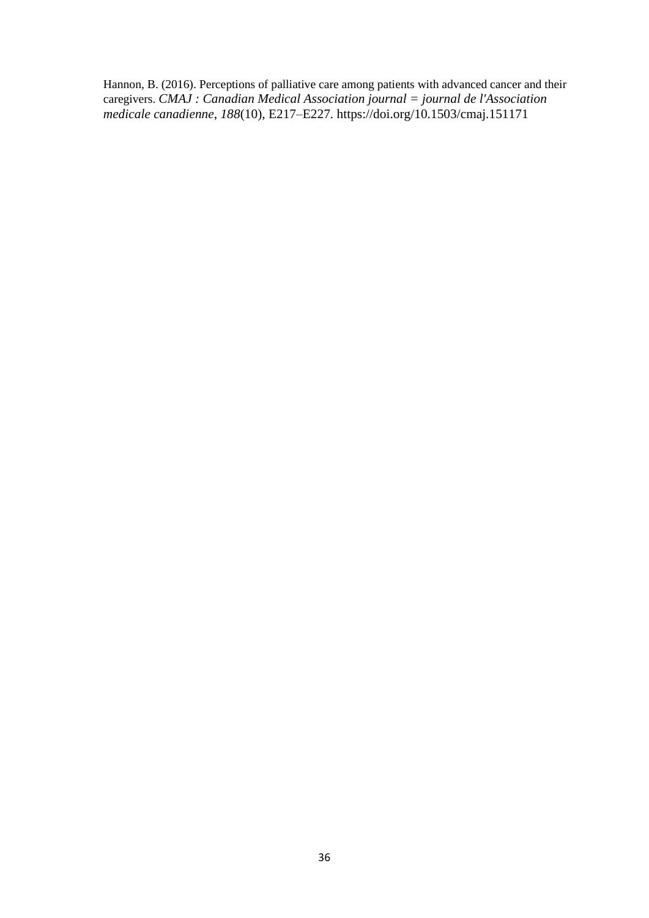Hannon, B. (2016). Perceptions of palliative care among patients with advanced cancer and their caregivers. *CMAJ : Canadian Medical Association journal = journal de l'Association medicale canadienne*, *188*(10), E217–E227. https://doi.org/10.1503/cmaj.151171